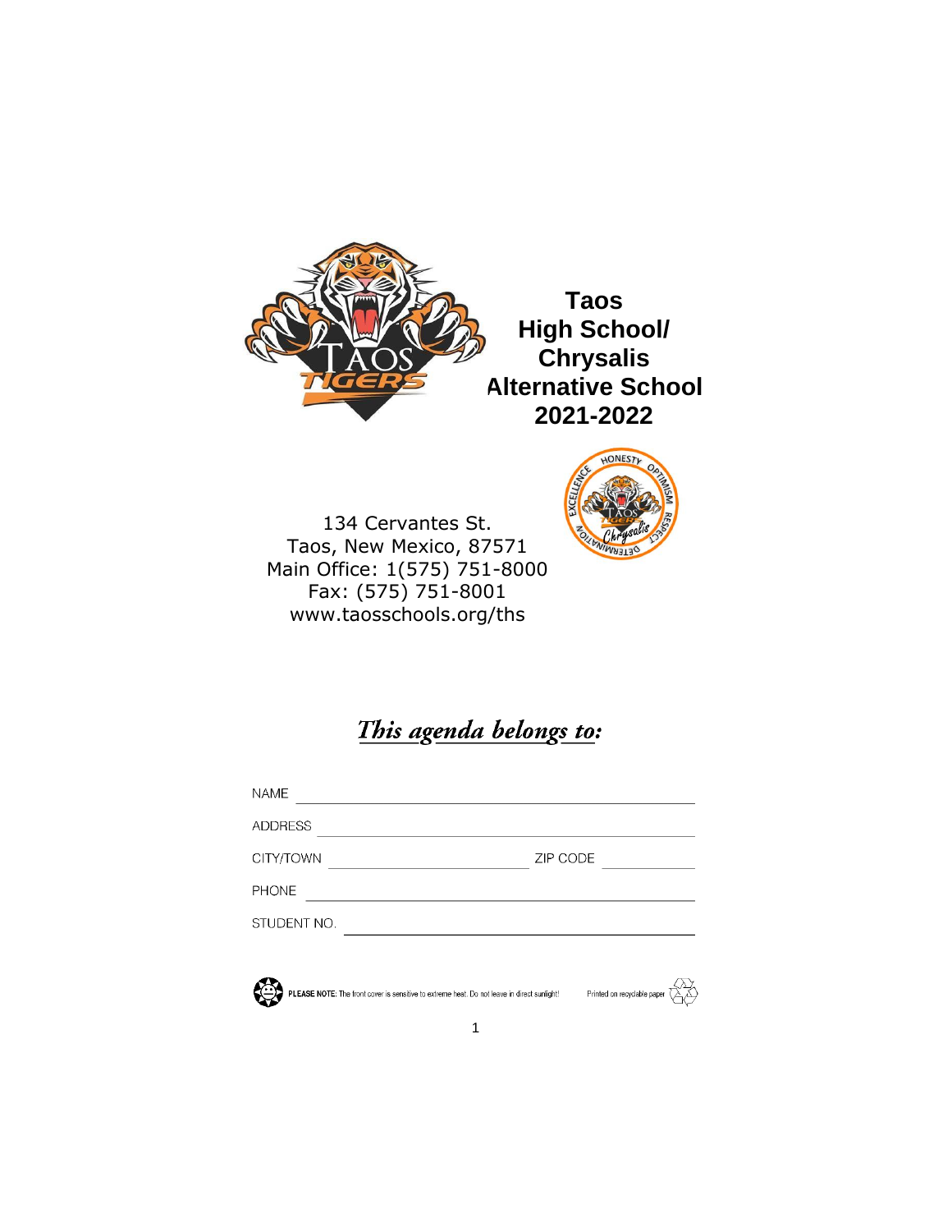# Taos High School/ Chrysalis Alternative School 2021-2022

134 Cervantes St.
Taos, New Mexico, 87571
Main Office: 1(575) 751-8000
Fax: (575) 751-8001
www.taosschools.org/ths

## *This agenda belongs to:*

NAME ______________________________

ADDRESS ______________________________

CITY/TOWN ______________________ ZIP CODE __________

PHONE ______________________________

STUDENT NO. ______________________________

**PLEASE NOTE:** The front cover is sensitive to extreme heat. Do not leave in direct sunlight!

Printed on recyclable paper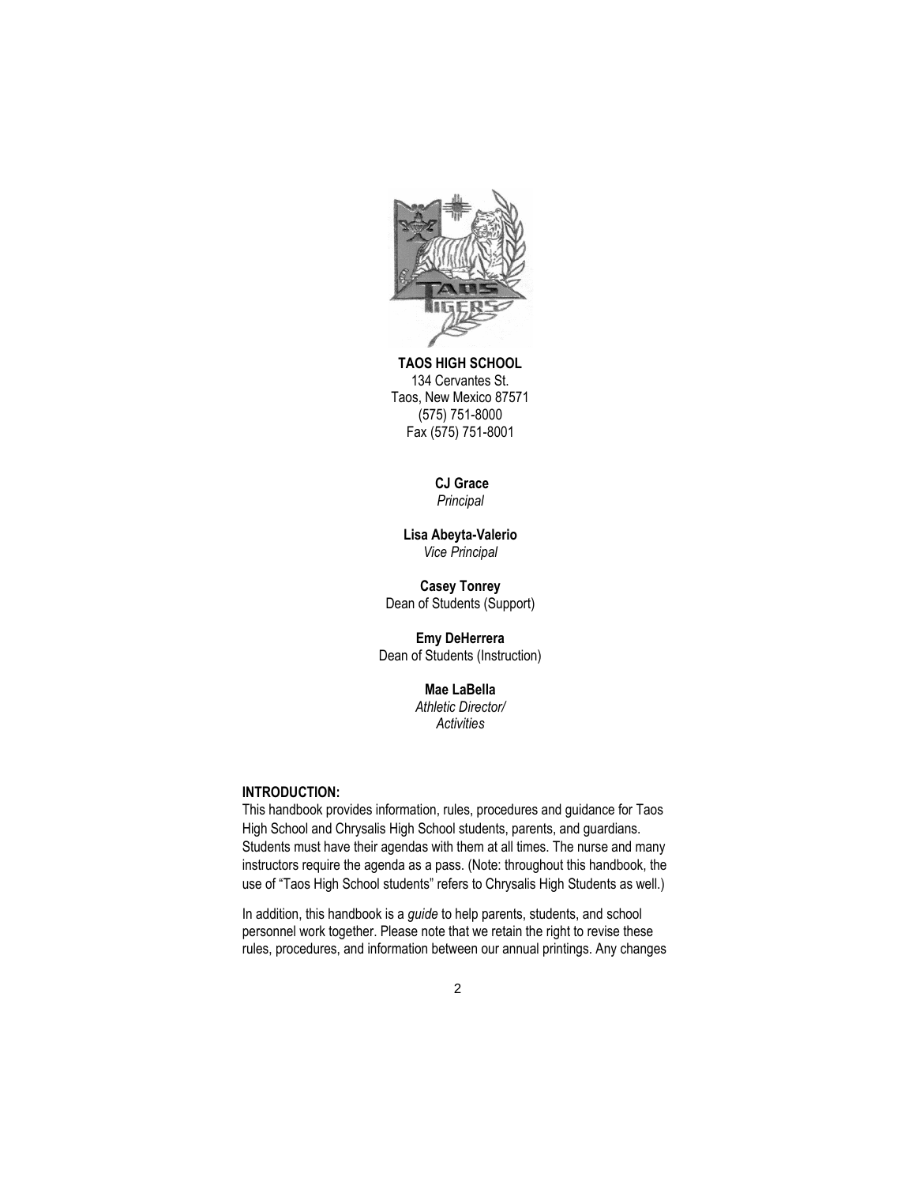**TAOS HIGH SCHOOL**
134 Cervantes St.
Taos, New Mexico 87571
(575) 751-8000
Fax (575) 751-8001

**CJ Grace**
*Principal*

**Lisa Abeyta-Valerio**
*Vice Principal*

**Casey Tonrey**
Dean of Students (Support)

**Emy DeHerrera**
Dean of Students (Instruction)

**Mae LaBella**
*Athletic Director/*
*Activities*

**INTRODUCTION:**

This handbook provides information, rules, procedures and guidance for Taos High School and Chrysalis High School students, parents, and guardians. Students must have their agendas with them at all times. The nurse and many instructors require the agenda as a pass. (Note: throughout this handbook, the use of "Taos High School students" refers to Chrysalis High Students as well.)

In addition, this handbook is a *guide* to help parents, students, and school personnel work together. Please note that we retain the right to revise these rules, procedures, and information between our annual printings. Any changes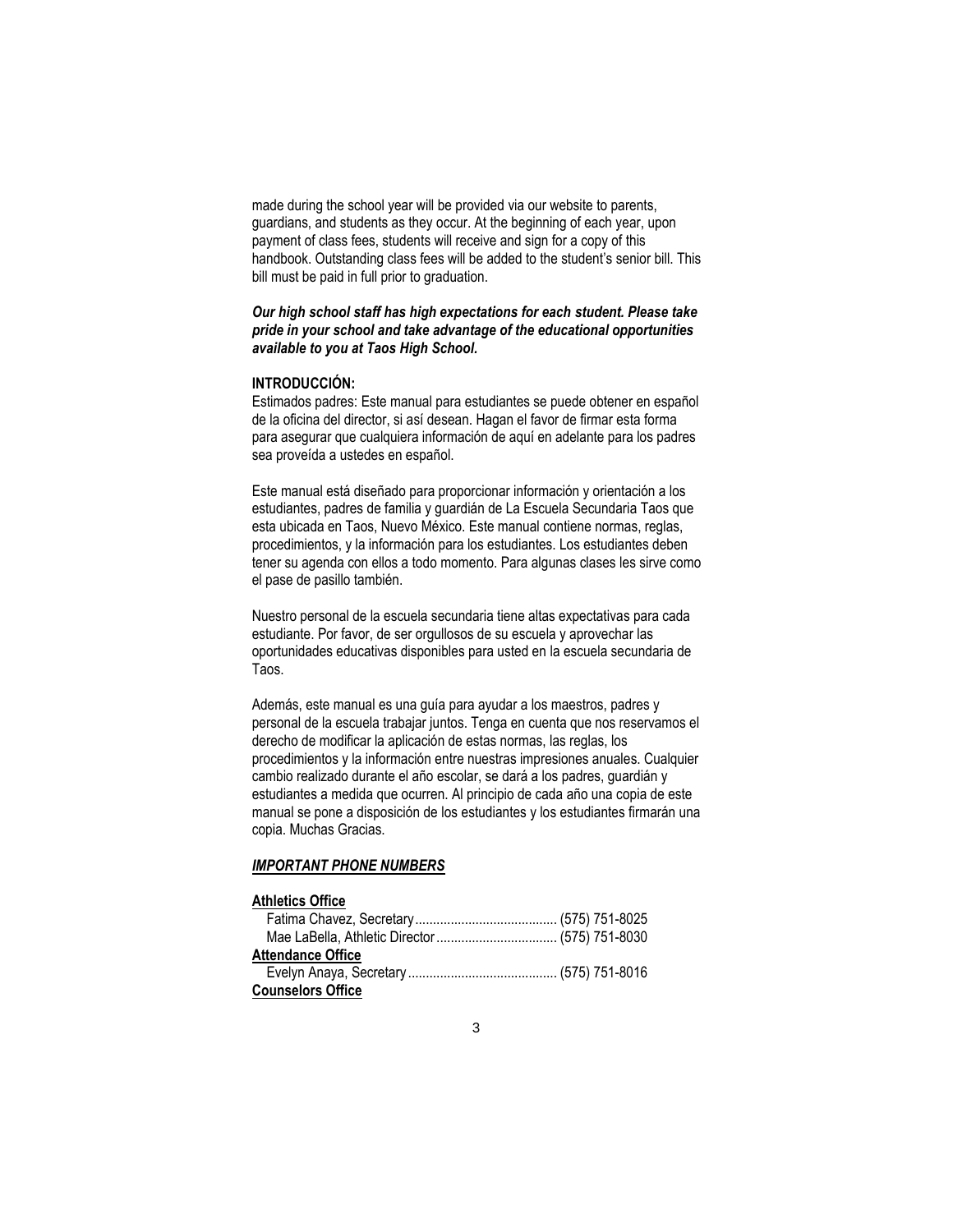made during the school year will be provided via our website to parents, guardians, and students as they occur. At the beginning of each year, upon payment of class fees, students will receive and sign for a copy of this handbook. Outstanding class fees will be added to the student's senior bill. This bill must be paid in full prior to graduation.

***Our high school staff has high expectations for each student. Please take pride in your school and take advantage of the educational opportunities available to you at Taos High School.***

**INTRODUCCIÓN:**
Estimados padres: Este manual para estudiantes se puede obtener en español de la oficina del director, si así desean. Hagan el favor de firmar esta forma para asegurar que cualquiera información de aquí en adelante para los padres sea proveída a ustedes en español.

Este manual está diseñado para proporcionar información y orientación a los estudiantes, padres de familia y guardián de La Escuela Secundaria Taos que esta ubicada en Taos, Nuevo México. Este manual contiene normas, reglas, procedimientos, y la información para los estudiantes. Los estudiantes deben tener su agenda con ellos a todo momento. Para algunas clases les sirve como el pase de pasillo también.

Nuestro personal de la escuela secundaria tiene altas expectativas para cada estudiante. Por favor, de ser orgullosos de su escuela y aprovechar las oportunidades educativas disponibles para usted en la escuela secundaria de Taos.

Además, este manual es una guía para ayudar a los maestros, padres y personal de la escuela trabajar juntos. Tenga en cuenta que nos reservamos el derecho de modificar la aplicación de estas normas, las reglas, los procedimientos y la información entre nuestras impresiones anuales. Cualquier cambio realizado durante el año escolar, se dará a los padres, guardián y estudiantes a medida que ocurren. Al principio de cada año una copia de este manual se pone a disposición de los estudiantes y los estudiantes firmarán una copia. Muchas Gracias.

***<u>IMPORTANT PHONE NUMBERS</u>***

**<u>Athletics Office</u>**
Fatima Chavez, Secretary........................................ (575) 751-8025
Mae LaBella, Athletic Director.................................. (575) 751-8030

**<u>Attendance Office</u>**
Evelyn Anaya, Secretary.......................................... (575) 751-8016

**<u>Counselors Office</u>**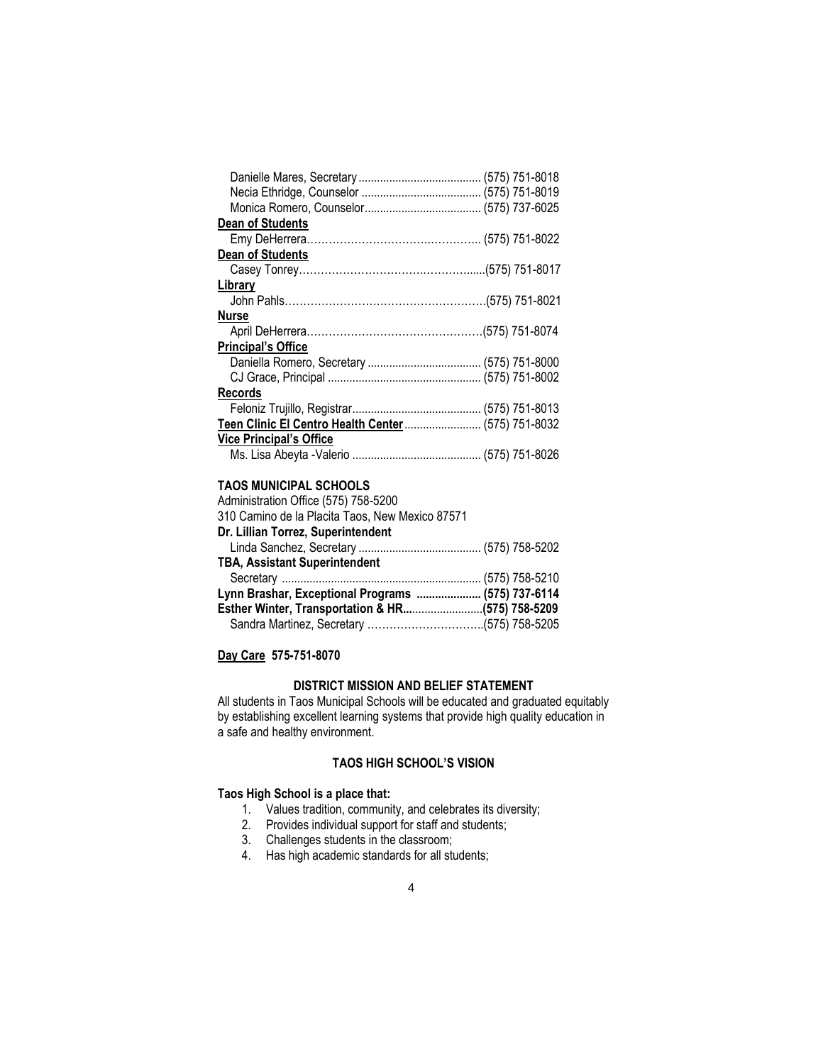Danielle Mares, Secretary ........................................ (575) 751-8018
Necia Ethridge, Counselor ....................................... (575) 751-8019
Monica Romero, Counselor...................................... (575) 737-6025

**Dean of Students**

Emy DeHerrera…………………………….………….. (575) 751-8022

**Dean of Students**

Casey Tonrey……………………………….……….....(575) 751-8017

**Library**

John Pahls……………………………………………….(575) 751-8021

**Nurse**

April DeHerrera…………………………………………(575) 751-8074

**Principal's Office**

Daniella Romero, Secretary ..................................... (575) 751-8000
CJ Grace, Principal .................................................. (575) 751-8002

**Records**

Feloniz Trujillo, Registrar.......................................... (575) 751-8013

**Teen Clinic El Centro Health Center** ......................... (575) 751-8032

**Vice Principal's Office**

Ms. Lisa Abeyta -Valerio .......................................... (575) 751-8026

**TAOS MUNICIPAL SCHOOLS**

Administration Office (575) 758-5200
310 Camino de la Placita Taos, New Mexico 87571

**Dr. Lillian Torrez, Superintendent**

Linda Sanchez, Secretary ........................................ (575) 758-5202

**TBA, Assistant Superintendent**

Secretary ................................................................ (575) 758-5210

**Lynn Brashar, Exceptional Programs ..................... (575) 737-6114**

**Esther Winter, Transportation & HR..........................(575) 758-5209**

Sandra Martinez, Secretary …………………………..(575) 758-5205

**Day Care 575-751-8070**

## DISTRICT MISSION AND BELIEF STATEMENT

All students in Taos Municipal Schools will be educated and graduated equitably by establishing excellent learning systems that provide high quality education in a safe and healthy environment.

## TAOS HIGH SCHOOL'S VISION

**Taos High School is a place that:**

1. Values tradition, community, and celebrates its diversity;
2. Provides individual support for staff and students;
3. Challenges students in the classroom;
4. Has high academic standards for all students;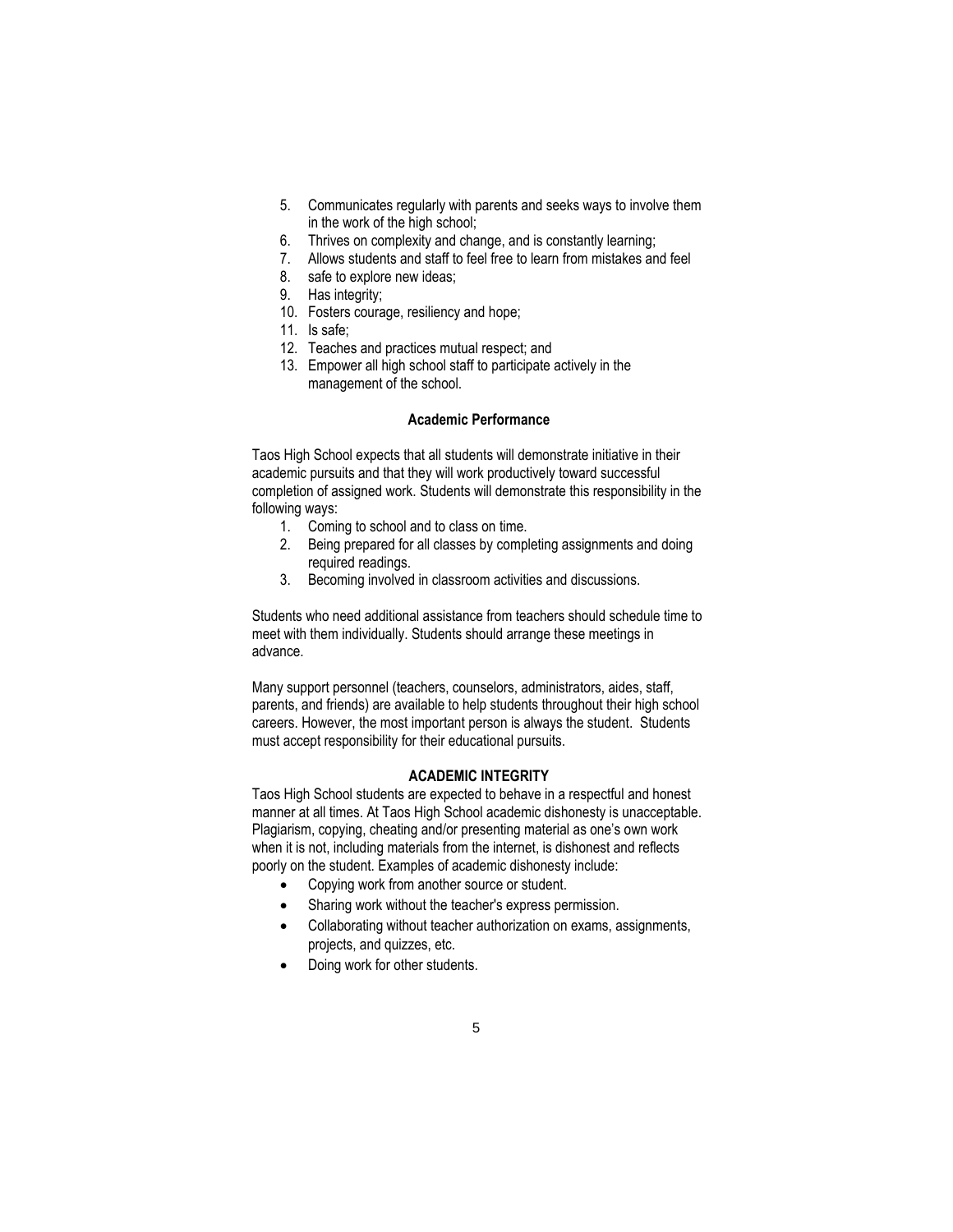5. Communicates regularly with parents and seeks ways to involve them in the work of the high school;
6. Thrives on complexity and change, and is constantly learning;
7. Allows students and staff to feel free to learn from mistakes and feel
8. safe to explore new ideas;
9. Has integrity;
10. Fosters courage, resiliency and hope;
11. Is safe;
12. Teaches and practices mutual respect; and
13. Empower all high school staff to participate actively in the management of the school.

### Academic Performance

Taos High School expects that all students will demonstrate initiative in their academic pursuits and that they will work productively toward successful completion of assigned work. Students will demonstrate this responsibility in the following ways:

1. Coming to school and to class on time.
2. Being prepared for all classes by completing assignments and doing required readings.
3. Becoming involved in classroom activities and discussions.

Students who need additional assistance from teachers should schedule time to meet with them individually. Students should arrange these meetings in advance.

Many support personnel (teachers, counselors, administrators, aides, staff, parents, and friends) are available to help students throughout their high school careers. However, the most important person is always the student. Students must accept responsibility for their educational pursuits.

### ACADEMIC INTEGRITY

Taos High School students are expected to behave in a respectful and honest manner at all times. At Taos High School academic dishonesty is unacceptable. Plagiarism, copying, cheating and/or presenting material as one's own work when it is not, including materials from the internet, is dishonest and reflects poorly on the student. Examples of academic dishonesty include:

- Copying work from another source or student.
- Sharing work without the teacher's express permission.
- Collaborating without teacher authorization on exams, assignments, projects, and quizzes, etc.
- Doing work for other students.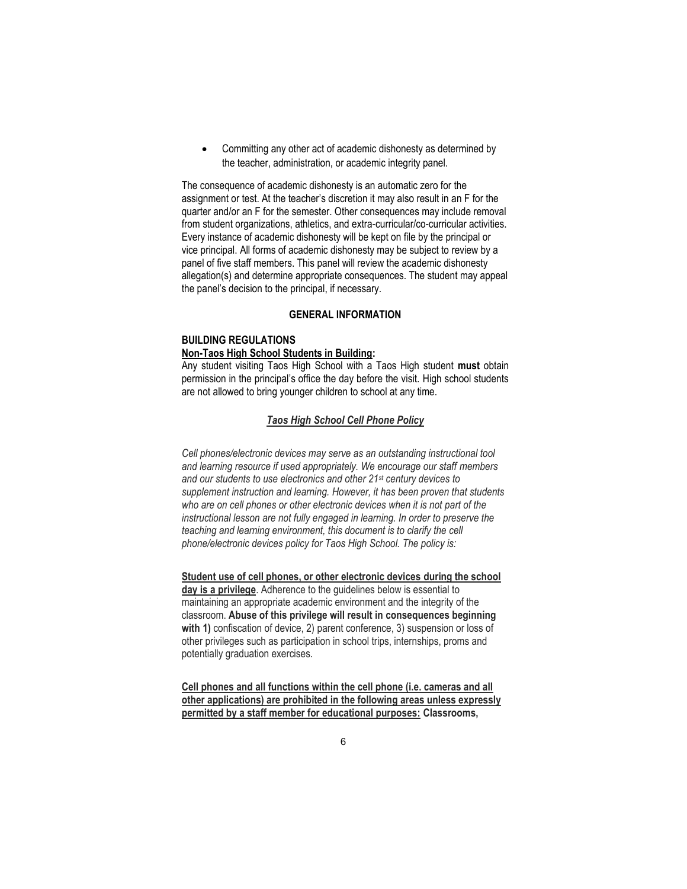- Committing any other act of academic dishonesty as determined by the teacher, administration, or academic integrity panel.

The consequence of academic dishonesty is an automatic zero for the assignment or test. At the teacher's discretion it may also result in an F for the quarter and/or an F for the semester. Other consequences may include removal from student organizations, athletics, and extra-curricular/co-curricular activities. Every instance of academic dishonesty will be kept on file by the principal or vice principal. All forms of academic dishonesty may be subject to review by a panel of five staff members. This panel will review the academic dishonesty allegation(s) and determine appropriate consequences. The student may appeal the panel's decision to the principal, if necessary.

## GENERAL INFORMATION

### BUILDING REGULATIONS

**__Non-Taos High School Students in Building__:**
Any student visiting Taos High School with a Taos High student **must** obtain permission in the principal's office the day before the visit. High school students are not allowed to bring younger children to school at any time.

### ***__Taos High School Cell Phone Policy__***

*Cell phones/electronic devices may serve as an outstanding instructional tool and learning resource if used appropriately. We encourage our staff members and our students to use electronics and other 21st century devices to supplement instruction and learning. However, it has been proven that students who are on cell phones or other electronic devices when it is not part of the instructional lesson are not fully engaged in learning. In order to preserve the teaching and learning environment, this document is to clarify the cell phone/electronic devices policy for Taos High School. The policy is:*

**__Student use of cell phones, or other electronic devices during the school day is a privilege__**. Adherence to the guidelines below is essential to maintaining an appropriate academic environment and the integrity of the classroom. **Abuse of this privilege will result in consequences beginning with 1)** confiscation of device, 2) parent conference, 3) suspension or loss of other privileges such as participation in school trips, internships, proms and potentially graduation exercises.

**__Cell phones and all functions within the cell phone (i.e. cameras and all other applications) are prohibited in the following areas unless expressly permitted by a staff member for educational purposes:__ Classrooms,**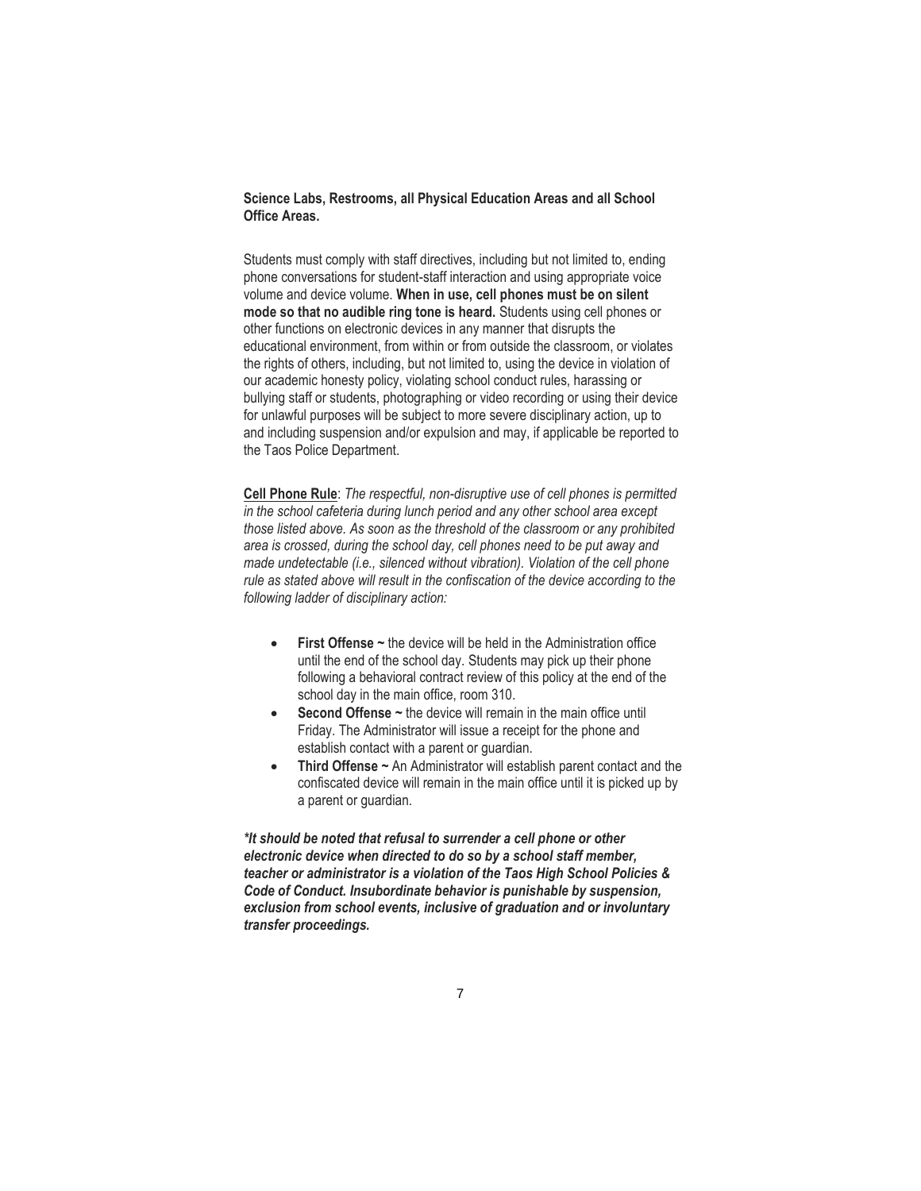**Science Labs, Restrooms, all Physical Education Areas and all School Office Areas.**

Students must comply with staff directives, including but not limited to, ending phone conversations for student-staff interaction and using appropriate voice volume and device volume. **When in use, cell phones must be on silent mode so that no audible ring tone is heard.** Students using cell phones or other functions on electronic devices in any manner that disrupts the educational environment, from within or from outside the classroom, or violates the rights of others, including, but not limited to, using the device in violation of our academic honesty policy, violating school conduct rules, harassing or bullying staff or students, photographing or video recording or using their device for unlawful purposes will be subject to more severe disciplinary action, up to and including suspension and/or expulsion and may, if applicable be reported to the Taos Police Department.

**Cell Phone Rule**: *The respectful, non-disruptive use of cell phones is permitted in the school cafeteria during lunch period and any other school area except those listed above. As soon as the threshold of the classroom or any prohibited area is crossed, during the school day, cell phones need to be put away and made undetectable (i.e., silenced without vibration). Violation of the cell phone rule as stated above will result in the confiscation of the device according to the following ladder of disciplinary action:*

- **First Offense ~** the device will be held in the Administration office until the end of the school day. Students may pick up their phone following a behavioral contract review of this policy at the end of the school day in the main office, room 310.
- **Second Offense ~** the device will remain in the main office until Friday. The Administrator will issue a receipt for the phone and establish contact with a parent or guardian.
- **Third Offense ~** An Administrator will establish parent contact and the confiscated device will remain in the main office until it is picked up by a parent or guardian.

***It should be noted that refusal to surrender a cell phone or other electronic device when directed to do so by a school staff member, teacher or administrator is a violation of the Taos High School Policies & Code of Conduct. Insubordinate behavior is punishable by suspension, exclusion from school events, inclusive of graduation and or involuntary transfer proceedings.***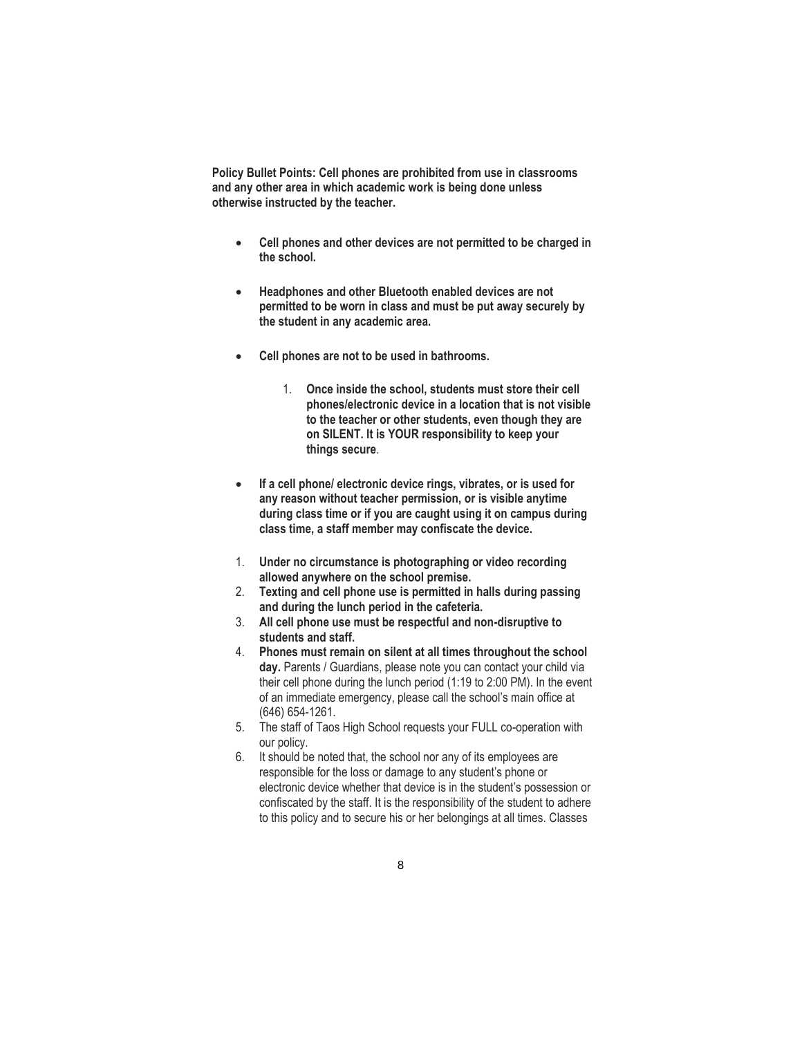**Policy Bullet Points: Cell phones are prohibited from use in classrooms and any other area in which academic work is being done unless otherwise instructed by the teacher.**

- **Cell phones and other devices are not permitted to be charged in the school.**

- **Headphones and other Bluetooth enabled devices are not permitted to be worn in class and must be put away securely by the student in any academic area.**

- **Cell phones are not to be used in bathrooms.**

    1. **Once inside the school, students must store their cell phones/electronic device in a location that is not visible to the teacher or other students, even though they are on SILENT. It is YOUR responsibility to keep your things secure**.

- **If a cell phone/ electronic device rings, vibrates, or is used for any reason without teacher permission, or is visible anytime during class time or if you are caught using it on campus during class time, a staff member may confiscate the device.**

1. **Under no circumstance is photographing or video recording allowed anywhere on the school premise.**
2. **Texting and cell phone use is permitted in halls during passing and during the lunch period in the cafeteria.**
3. **All cell phone use must be respectful and non-disruptive to students and staff.**
4. **Phones must remain on silent at all times throughout the school day.** Parents / Guardians, please note you can contact your child via their cell phone during the lunch period (1:19 to 2:00 PM). In the event of an immediate emergency, please call the school's main office at (646) 654-1261.
5. The staff of Taos High School requests your FULL co-operation with our policy.
6. It should be noted that, the school nor any of its employees are responsible for the loss or damage to any student's phone or electronic device whether that device is in the student's possession or confiscated by the staff. It is the responsibility of the student to adhere to this policy and to secure his or her belongings at all times. Classes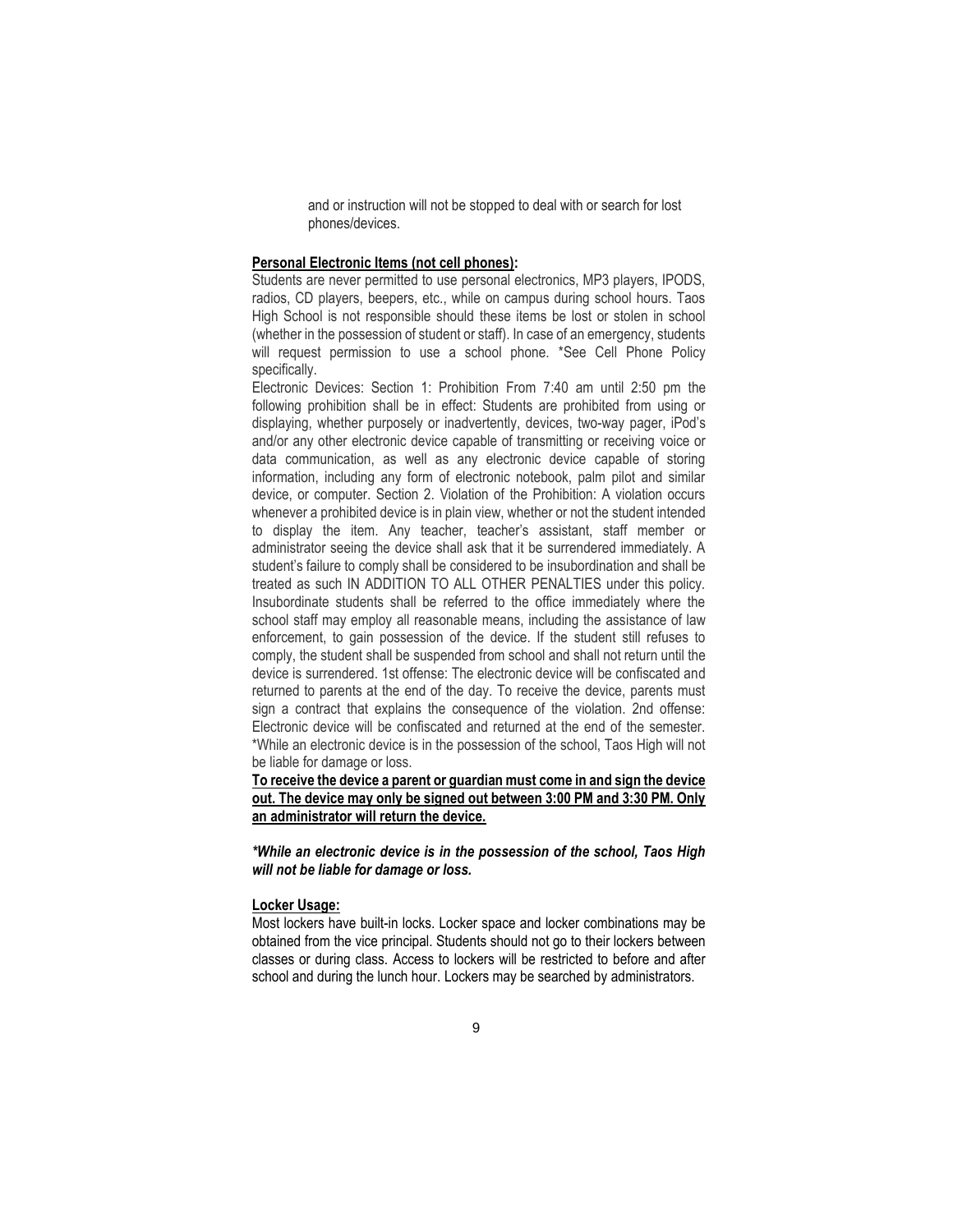and or instruction will not be stopped to deal with or search for lost phones/devices.

**Personal Electronic Items (not cell phones):**

Students are never permitted to use personal electronics, MP3 players, IPODS, radios, CD players, beepers, etc., while on campus during school hours. Taos High School is not responsible should these items be lost or stolen in school (whether in the possession of student or staff). In case of an emergency, students will request permission to use a school phone. *See Cell Phone Policy specifically.

Electronic Devices: Section 1: Prohibition From 7:40 am until 2:50 pm the following prohibition shall be in effect: Students are prohibited from using or displaying, whether purposely or inadvertently, devices, two-way pager, iPod's and/or any other electronic device capable of transmitting or receiving voice or data communication, as well as any electronic device capable of storing information, including any form of electronic notebook, palm pilot and similar device, or computer. Section 2. Violation of the Prohibition: A violation occurs whenever a prohibited device is in plain view, whether or not the student intended to display the item. Any teacher, teacher's assistant, staff member or administrator seeing the device shall ask that it be surrendered immediately. A student's failure to comply shall be considered to be insubordination and shall be treated as such IN ADDITION TO ALL OTHER PENALTIES under this policy. Insubordinate students shall be referred to the office immediately where the school staff may employ all reasonable means, including the assistance of law enforcement, to gain possession of the device. If the student still refuses to comply, the student shall be suspended from school and shall not return until the device is surrendered. 1st offense: The electronic device will be confiscated and returned to parents at the end of the day. To receive the device, parents must sign a contract that explains the consequence of the violation. 2nd offense: Electronic device will be confiscated and returned at the end of the semester. *While an electronic device is in the possession of the school, Taos High will not be liable for damage or loss.

**To receive the device a parent or guardian must come in and sign the device out. The device may only be signed out between 3:00 PM and 3:30 PM. Only an administrator will return the device.**

***While an electronic device is in the possession of the school, Taos High will not be liable for damage or loss.***

**Locker Usage:**

Most lockers have built-in locks. Locker space and locker combinations may be obtained from the vice principal. Students should not go to their lockers between classes or during class. Access to lockers will be restricted to before and after school and during the lunch hour. Lockers may be searched by administrators.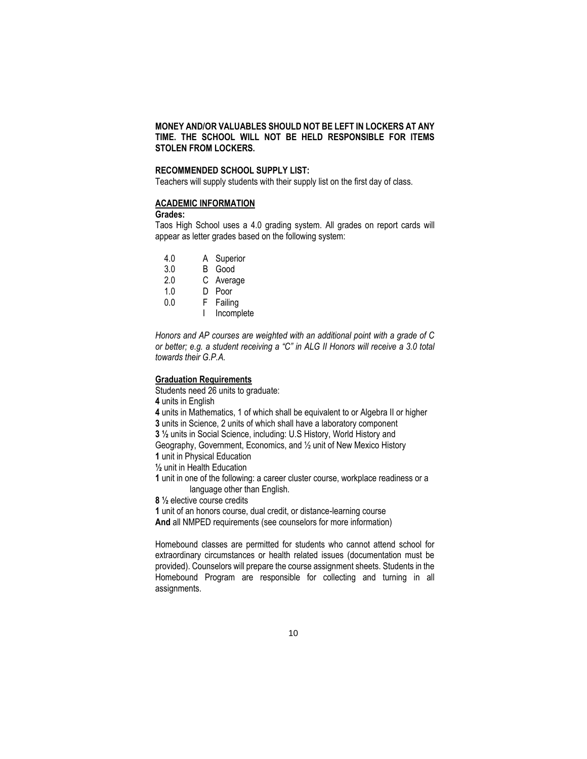**MONEY AND/OR VALUABLES SHOULD NOT BE LEFT IN LOCKERS AT ANY TIME. THE SCHOOL WILL NOT BE HELD RESPONSIBLE FOR ITEMS STOLEN FROM LOCKERS.**

**RECOMMENDED SCHOOL SUPPLY LIST:**

Teachers will supply students with their supply list on the first day of class.

## ACADEMIC INFORMATION

**Grades:**

Taos High School uses a 4.0 grading system. All grades on report cards will appear as letter grades based on the following system:

| | | |
|---|---|---|
| 4.0 | A | Superior |
| 3.0 | B | Good |
| 2.0 | C | Average |
| 1.0 | D | Poor |
| 0.0 | F | Failing |
| | I | Incomplete |

*Honors and AP courses are weighted with an additional point with a grade of C or better; e.g. a student receiving a "C" in ALG II Honors will receive a 3.0 total towards their G.P.A.*

**Graduation Requirements**

Students need 26 units to graduate:

**4** units in English

**4** units in Mathematics, 1 of which shall be equivalent to or Algebra II or higher

**3** units in Science, 2 units of which shall have a laboratory component

**3 ½** units in Social Science, including: U.S History, World History and Geography, Government, Economics, and ½ unit of New Mexico History

**1** unit in Physical Education

**½** unit in Health Education

**1** unit in one of the following: a career cluster course, workplace readiness or a language other than English.

**8 ½** elective course credits

**1** unit of an honors course, dual credit, or distance-learning course

**And** all NMPED requirements (see counselors for more information)

Homebound classes are permitted for students who cannot attend school for extraordinary circumstances or health related issues (documentation must be provided). Counselors will prepare the course assignment sheets. Students in the Homebound Program are responsible for collecting and turning in all assignments.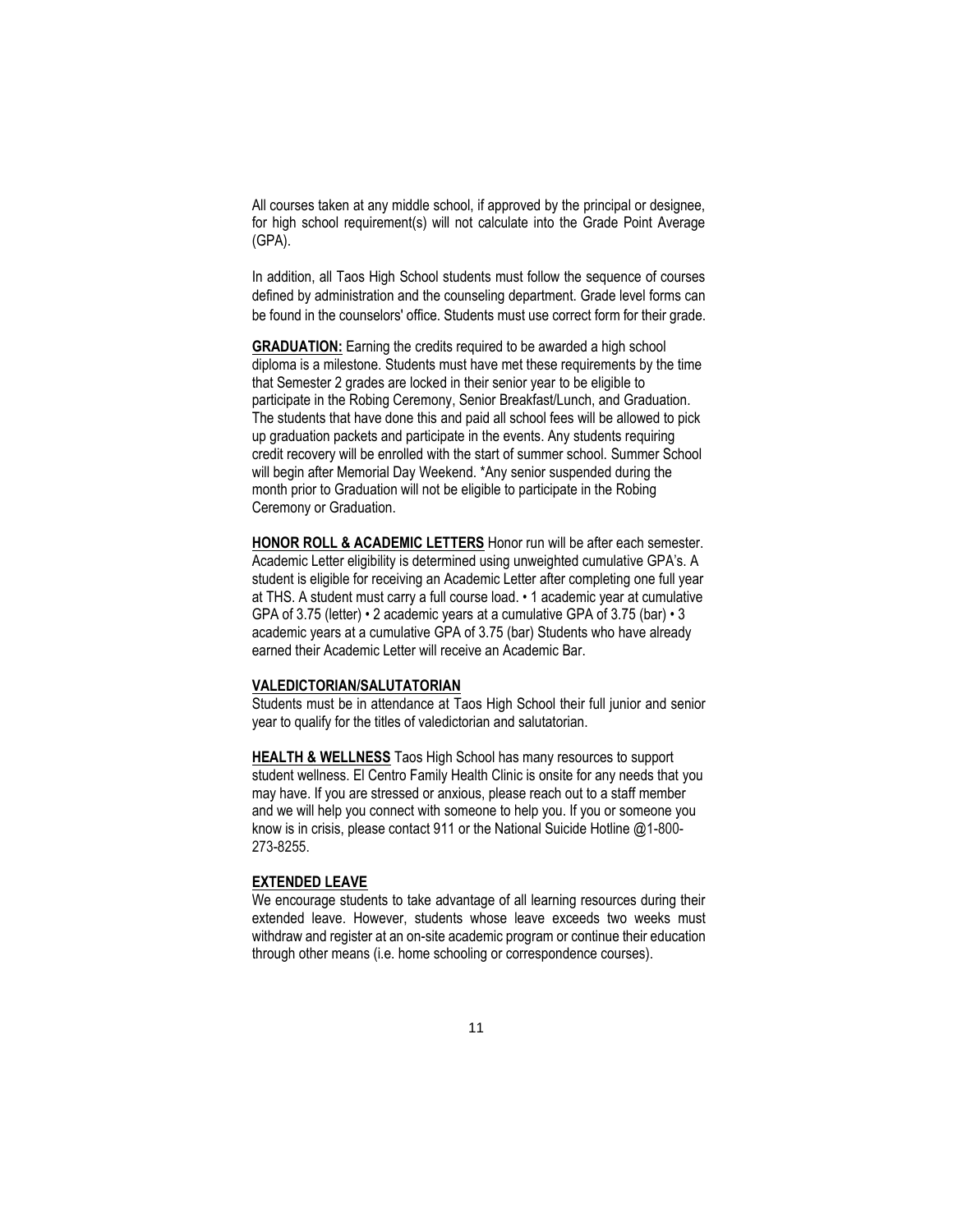All courses taken at any middle school, if approved by the principal or designee, for high school requirement(s) will not calculate into the Grade Point Average (GPA).

In addition, all Taos High School students must follow the sequence of courses defined by administration and the counseling department. Grade level forms can be found in the counselors' office. Students must use correct form for their grade.

**GRADUATION:** Earning the credits required to be awarded a high school diploma is a milestone. Students must have met these requirements by the time that Semester 2 grades are locked in their senior year to be eligible to participate in the Robing Ceremony, Senior Breakfast/Lunch, and Graduation. The students that have done this and paid all school fees will be allowed to pick up graduation packets and participate in the events. Any students requiring credit recovery will be enrolled with the start of summer school. Summer School will begin after Memorial Day Weekend. *Any senior suspended during the month prior to Graduation will not be eligible to participate in the Robing Ceremony or Graduation.

**HONOR ROLL & ACADEMIC LETTERS** Honor run will be after each semester. Academic Letter eligibility is determined using unweighted cumulative GPA's. A student is eligible for receiving an Academic Letter after completing one full year at THS. A student must carry a full course load. • 1 academic year at cumulative GPA of 3.75 (letter) • 2 academic years at a cumulative GPA of 3.75 (bar) • 3 academic years at a cumulative GPA of 3.75 (bar) Students who have already earned their Academic Letter will receive an Academic Bar.

**VALEDICTORIAN/SALUTATORIAN**

Students must be in attendance at Taos High School their full junior and senior year to qualify for the titles of valedictorian and salutatorian.

**HEALTH & WELLNESS** Taos High School has many resources to support student wellness. El Centro Family Health Clinic is onsite for any needs that you may have. If you are stressed or anxious, please reach out to a staff member and we will help you connect with someone to help you. If you or someone you know is in crisis, please contact 911 or the National Suicide Hotline @1-800-273-8255.

**EXTENDED LEAVE**

We encourage students to take advantage of all learning resources during their extended leave. However, students whose leave exceeds two weeks must withdraw and register at an on-site academic program or continue their education through other means (i.e. home schooling or correspondence courses).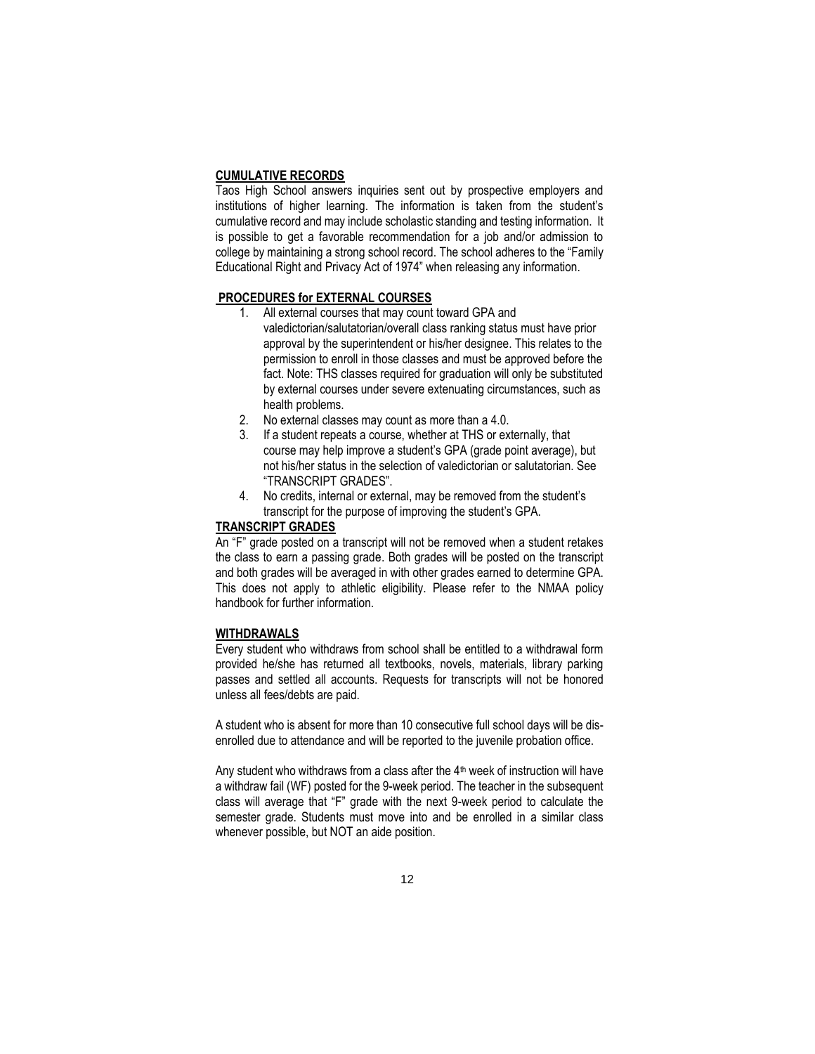**CUMULATIVE RECORDS**

Taos High School answers inquiries sent out by prospective employers and institutions of higher learning. The information is taken from the student's cumulative record and may include scholastic standing and testing information. It is possible to get a favorable recommendation for a job and/or admission to college by maintaining a strong school record. The school adheres to the "Family Educational Right and Privacy Act of 1974" when releasing any information.

**PROCEDURES for EXTERNAL COURSES**

1. All external courses that may count toward GPA and valedictorian/salutatorian/overall class ranking status must have prior approval by the superintendent or his/her designee. This relates to the permission to enroll in those classes and must be approved before the fact. Note: THS classes required for graduation will only be substituted by external courses under severe extenuating circumstances, such as health problems.
2. No external classes may count as more than a 4.0.
3. If a student repeats a course, whether at THS or externally, that course may help improve a student's GPA (grade point average), but not his/her status in the selection of valedictorian or salutatorian. See "TRANSCRIPT GRADES".
4. No credits, internal or external, may be removed from the student's transcript for the purpose of improving the student's GPA.

**TRANSCRIPT GRADES**

An "F" grade posted on a transcript will not be removed when a student retakes the class to earn a passing grade. Both grades will be posted on the transcript and both grades will be averaged in with other grades earned to determine GPA. This does not apply to athletic eligibility. Please refer to the NMAA policy handbook for further information.

**WITHDRAWALS**

Every student who withdraws from school shall be entitled to a withdrawal form provided he/she has returned all textbooks, novels, materials, library parking passes and settled all accounts. Requests for transcripts will not be honored unless all fees/debts are paid.

A student who is absent for more than 10 consecutive full school days will be dis-enrolled due to attendance and will be reported to the juvenile probation office.

Any student who withdraws from a class after the 4th week of instruction will have a withdraw fail (WF) posted for the 9-week period. The teacher in the subsequent class will average that "F" grade with the next 9-week period to calculate the semester grade. Students must move into and be enrolled in a similar class whenever possible, but NOT an aide position.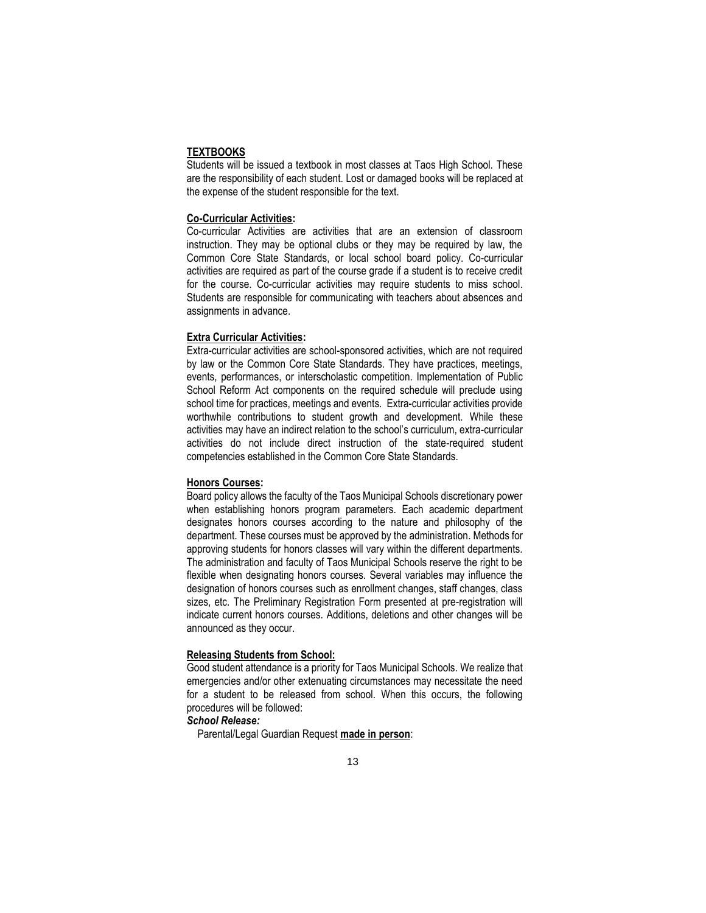## TEXTBOOKS

Students will be issued a textbook in most classes at Taos High School. These are the responsibility of each student. Lost or damaged books will be replaced at the expense of the student responsible for the text.

## Co-Curricular Activities:

Co-curricular Activities are activities that are an extension of classroom instruction. They may be optional clubs or they may be required by law, the Common Core State Standards, or local school board policy. Co-curricular activities are required as part of the course grade if a student is to receive credit for the course. Co-curricular activities may require students to miss school. Students are responsible for communicating with teachers about absences and assignments in advance.

## Extra Curricular Activities:

Extra-curricular activities are school-sponsored activities, which are not required by law or the Common Core State Standards. They have practices, meetings, events, performances, or interscholastic competition. Implementation of Public School Reform Act components on the required schedule will preclude using school time for practices, meetings and events. Extra-curricular activities provide worthwhile contributions to student growth and development. While these activities may have an indirect relation to the school's curriculum, extra-curricular activities do not include direct instruction of the state-required student competencies established in the Common Core State Standards.

## Honors Courses:

Board policy allows the faculty of the Taos Municipal Schools discretionary power when establishing honors program parameters. Each academic department designates honors courses according to the nature and philosophy of the department. These courses must be approved by the administration. Methods for approving students for honors classes will vary within the different departments. The administration and faculty of Taos Municipal Schools reserve the right to be flexible when designating honors courses. Several variables may influence the designation of honors courses such as enrollment changes, staff changes, class sizes, etc. The Preliminary Registration Form presented at pre-registration will indicate current honors courses. Additions, deletions and other changes will be announced as they occur.

## Releasing Students from School:

Good student attendance is a priority for Taos Municipal Schools. We realize that emergencies and/or other extenuating circumstances may necessitate the need for a student to be released from school. When this occurs, the following procedures will be followed:

***School Release:***

Parental/Legal Guardian Request **made in person**: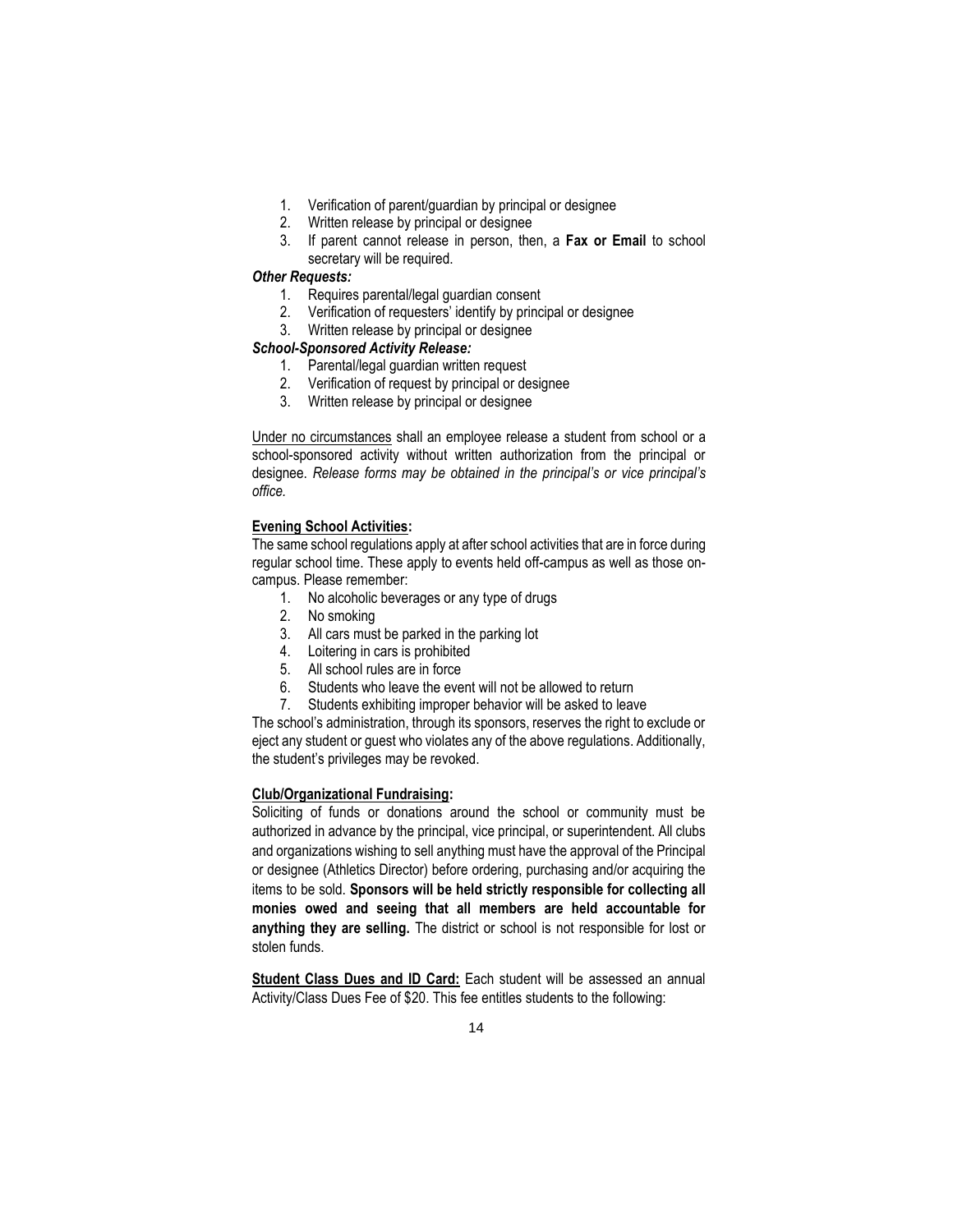1. Verification of parent/guardian by principal or designee
2. Written release by principal or designee
3. If parent cannot release in person, then, a **Fax or Email** to school secretary will be required.

***Other Requests:***

1. Requires parental/legal guardian consent
2. Verification of requesters' identify by principal or designee
3. Written release by principal or designee

***School-Sponsored Activity Release:***

1. Parental/legal guardian written request
2. Verification of request by principal or designee
3. Written release by principal or designee

Under no circumstances shall an employee release a student from school or a school-sponsored activity without written authorization from the principal or designee. *Release forms may be obtained in the principal's or vice principal's office.*

**Evening School Activities:**

The same school regulations apply at after school activities that are in force during regular school time. These apply to events held off-campus as well as those on-campus. Please remember:

1. No alcoholic beverages or any type of drugs
2. No smoking
3. All cars must be parked in the parking lot
4. Loitering in cars is prohibited
5. All school rules are in force
6. Students who leave the event will not be allowed to return
7. Students exhibiting improper behavior will be asked to leave

The school's administration, through its sponsors, reserves the right to exclude or eject any student or guest who violates any of the above regulations. Additionally, the student's privileges may be revoked.

**Club/Organizational Fundraising:**

Soliciting of funds or donations around the school or community must be authorized in advance by the principal, vice principal, or superintendent. All clubs and organizations wishing to sell anything must have the approval of the Principal or designee (Athletics Director) before ordering, purchasing and/or acquiring the items to be sold. **Sponsors will be held strictly responsible for collecting all monies owed and seeing that all members are held accountable for anything they are selling.** The district or school is not responsible for lost or stolen funds.

**Student Class Dues and ID Card:** Each student will be assessed an annual Activity/Class Dues Fee of $20. This fee entitles students to the following: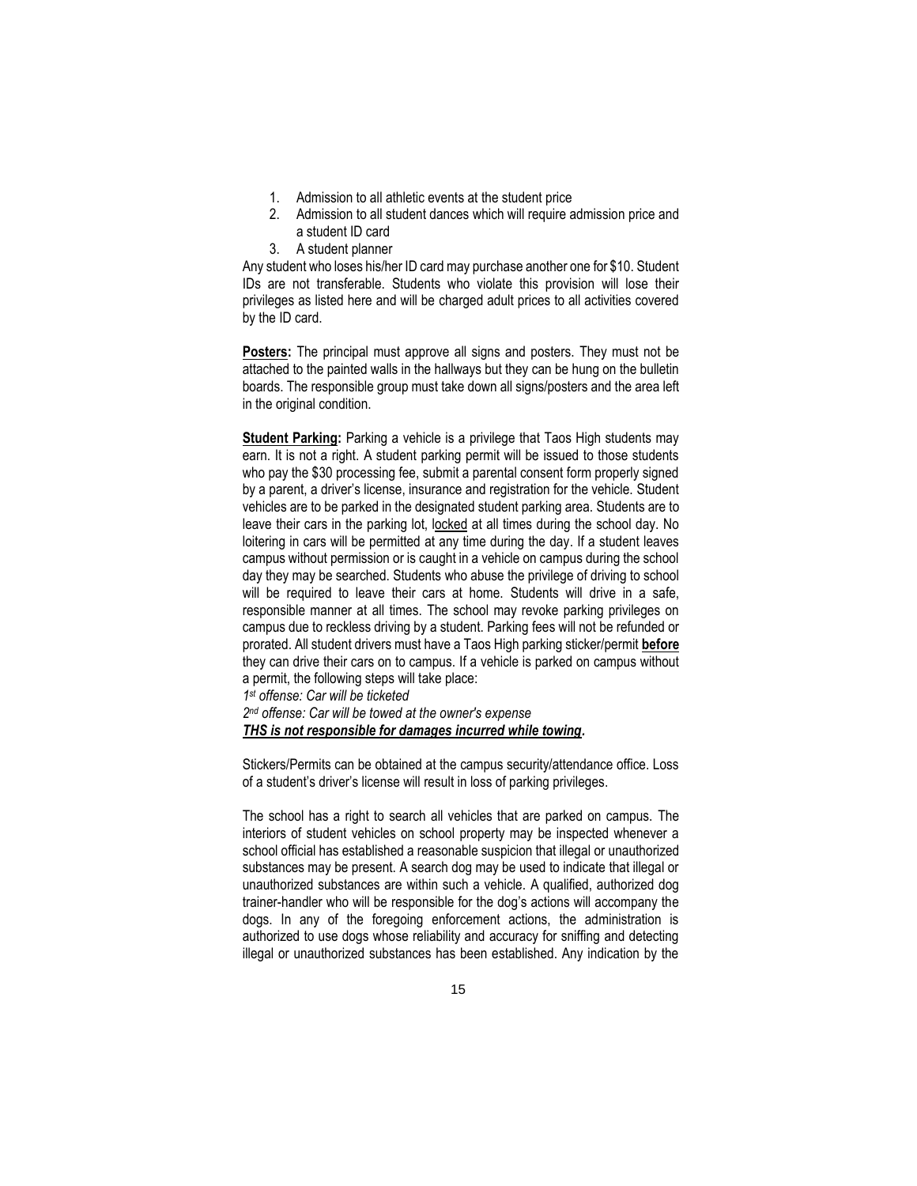1. Admission to all athletic events at the student price
2. Admission to all student dances which will require admission price and a student ID card
3. A student planner

Any student who loses his/her ID card may purchase another one for $10. Student IDs are not transferable. Students who violate this provision will lose their privileges as listed here and will be charged adult prices to all activities covered by the ID card.

**Posters:** The principal must approve all signs and posters. They must not be attached to the painted walls in the hallways but they can be hung on the bulletin boards. The responsible group must take down all signs/posters and the area left in the original condition.

**Student Parking:** Parking a vehicle is a privilege that Taos High students may earn. It is not a right. A student parking permit will be issued to those students who pay the $30 processing fee, submit a parental consent form properly signed by a parent, a driver's license, insurance and registration for the vehicle. Student vehicles are to be parked in the designated student parking area. Students are to leave their cars in the parking lot, locked at all times during the school day. No loitering in cars will be permitted at any time during the day. If a student leaves campus without permission or is caught in a vehicle on campus during the school day they may be searched. Students who abuse the privilege of driving to school will be required to leave their cars at home. Students will drive in a safe, responsible manner at all times. The school may revoke parking privileges on campus due to reckless driving by a student. Parking fees will not be refunded or prorated. All student drivers must have a Taos High parking sticker/permit **before** they can drive their cars on to campus. If a vehicle is parked on campus without a permit, the following steps will take place:

*1st offense: Car will be ticketed*
*2nd offense: Car will be towed at the owner's expense*
***THS is not responsible for damages incurred while towing.***

Stickers/Permits can be obtained at the campus security/attendance office. Loss of a student's driver's license will result in loss of parking privileges.

The school has a right to search all vehicles that are parked on campus. The interiors of student vehicles on school property may be inspected whenever a school official has established a reasonable suspicion that illegal or unauthorized substances may be present. A search dog may be used to indicate that illegal or unauthorized substances are within such a vehicle. A qualified, authorized dog trainer-handler who will be responsible for the dog's actions will accompany the dogs. In any of the foregoing enforcement actions, the administration is authorized to use dogs whose reliability and accuracy for sniffing and detecting illegal or unauthorized substances has been established. Any indication by the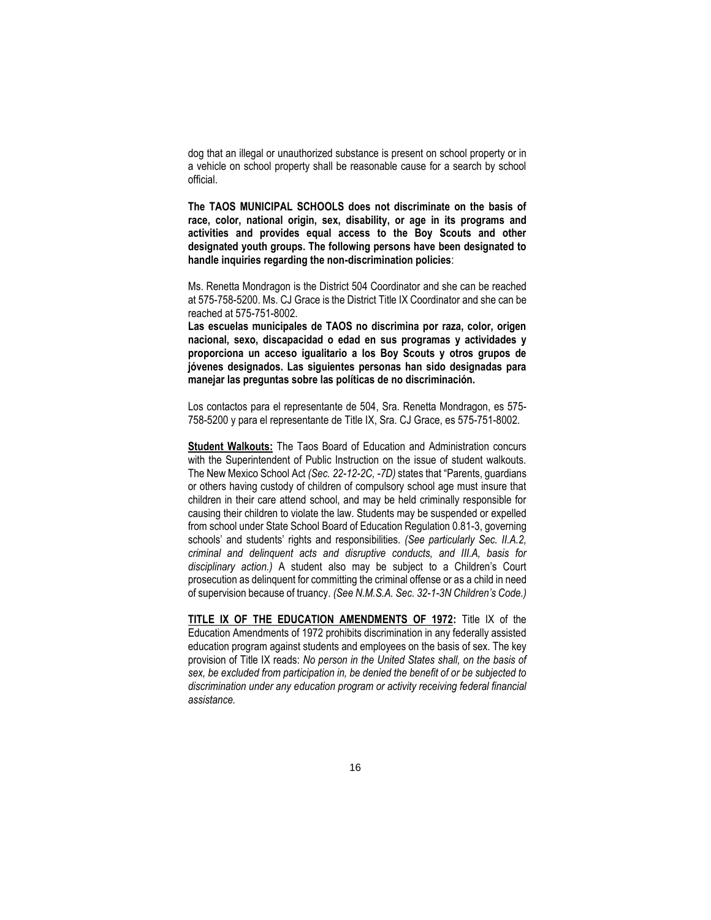dog that an illegal or unauthorized substance is present on school property or in a vehicle on school property shall be reasonable cause for a search by school official.

**The TAOS MUNICIPAL SCHOOLS does not discriminate on the basis of race, color, national origin, sex, disability, or age in its programs and activities and provides equal access to the Boy Scouts and other designated youth groups. The following persons have been designated to handle inquiries regarding the non-discrimination policies**:

Ms. Renetta Mondragon is the District 504 Coordinator and she can be reached at 575-758-5200. Ms. CJ Grace is the District Title IX Coordinator and she can be reached at 575-751-8002.

**Las escuelas municipales de TAOS no discrimina por raza, color, origen nacional, sexo, discapacidad o edad en sus programas y actividades y proporciona un acceso igualitario a los Boy Scouts y otros grupos de jóvenes designados. Las siguientes personas han sido designadas para manejar las preguntas sobre las políticas de no discriminación.**

Los contactos para el representante de 504, Sra. Renetta Mondragon, es 575-758-5200 y para el representante de Title IX, Sra. CJ Grace, es 575-751-8002.

**Student Walkouts:** The Taos Board of Education and Administration concurs with the Superintendent of Public Instruction on the issue of student walkouts. The New Mexico School Act *(Sec. 22-12-2C, -7D)* states that "Parents, guardians or others having custody of children of compulsory school age must insure that children in their care attend school, and may be held criminally responsible for causing their children to violate the law. Students may be suspended or expelled from school under State School Board of Education Regulation 0.81-3, governing schools' and students' rights and responsibilities. *(See particularly Sec. II.A.2, criminal and delinquent acts and disruptive conducts, and III.A, basis for disciplinary action.)* A student also may be subject to a Children's Court prosecution as delinquent for committing the criminal offense or as a child in need of supervision because of truancy. *(See N.M.S.A. Sec. 32-1-3N Children's Code.)*

**TITLE IX OF THE EDUCATION AMENDMENTS OF 1972:** Title IX of the Education Amendments of 1972 prohibits discrimination in any federally assisted education program against students and employees on the basis of sex. The key provision of Title IX reads: *No person in the United States shall, on the basis of sex, be excluded from participation in, be denied the benefit of or be subjected to discrimination under any education program or activity receiving federal financial assistance.*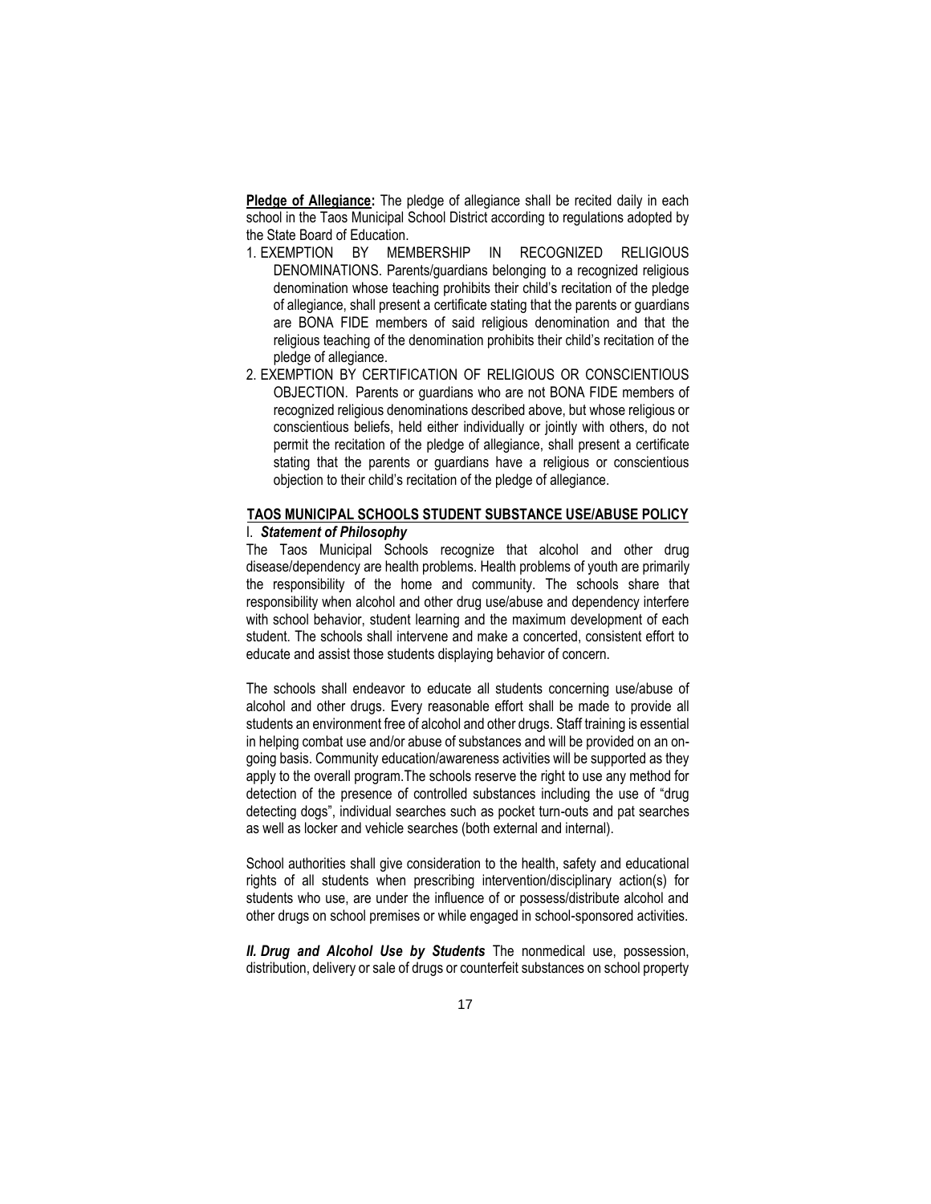**Pledge of Allegiance:** The pledge of allegiance shall be recited daily in each school in the Taos Municipal School District according to regulations adopted by the State Board of Education.

1. EXEMPTION BY MEMBERSHIP IN RECOGNIZED RELIGIOUS DENOMINATIONS. Parents/guardians belonging to a recognized religious denomination whose teaching prohibits their child's recitation of the pledge of allegiance, shall present a certificate stating that the parents or guardians are BONA FIDE members of said religious denomination and that the religious teaching of the denomination prohibits their child's recitation of the pledge of allegiance.
2. EXEMPTION BY CERTIFICATION OF RELIGIOUS OR CONSCIENTIOUS OBJECTION. Parents or guardians who are not BONA FIDE members of recognized religious denominations described above, but whose religious or conscientious beliefs, held either individually or jointly with others, do not permit the recitation of the pledge of allegiance, shall present a certificate stating that the parents or guardians have a religious or conscientious objection to their child's recitation of the pledge of allegiance.

## TAOS MUNICIPAL SCHOOLS STUDENT SUBSTANCE USE/ABUSE POLICY

### I. *Statement of Philosophy*

The Taos Municipal Schools recognize that alcohol and other drug disease/dependency are health problems. Health problems of youth are primarily the responsibility of the home and community. The schools share that responsibility when alcohol and other drug use/abuse and dependency interfere with school behavior, student learning and the maximum development of each student. The schools shall intervene and make a concerted, consistent effort to educate and assist those students displaying behavior of concern.

The schools shall endeavor to educate all students concerning use/abuse of alcohol and other drugs. Every reasonable effort shall be made to provide all students an environment free of alcohol and other drugs. Staff training is essential in helping combat use and/or abuse of substances and will be provided on an on-going basis. Community education/awareness activities will be supported as they apply to the overall program.The schools reserve the right to use any method for detection of the presence of controlled substances including the use of "drug detecting dogs", individual searches such as pocket turn-outs and pat searches as well as locker and vehicle searches (both external and internal).

School authorities shall give consideration to the health, safety and educational rights of all students when prescribing intervention/disciplinary action(s) for students who use, are under the influence of or possess/distribute alcohol and other drugs on school premises or while engaged in school-sponsored activities.

***II. Drug and Alcohol Use by Students*** The nonmedical use, possession, distribution, delivery or sale of drugs or counterfeit substances on school property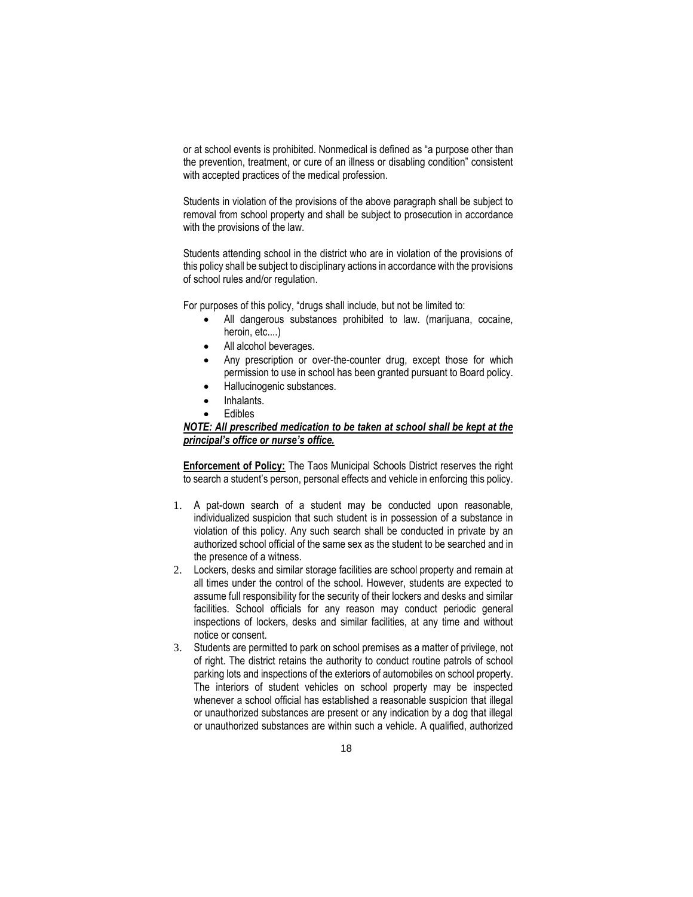or at school events is prohibited. Nonmedical is defined as "a purpose other than the prevention, treatment, or cure of an illness or disabling condition" consistent with accepted practices of the medical profession.

Students in violation of the provisions of the above paragraph shall be subject to removal from school property and shall be subject to prosecution in accordance with the provisions of the law.

Students attending school in the district who are in violation of the provisions of this policy shall be subject to disciplinary actions in accordance with the provisions of school rules and/or regulation.

For purposes of this policy, "drugs shall include, but not be limited to:

- All dangerous substances prohibited to law. (marijuana, cocaine, heroin, etc....)
- All alcohol beverages.
- Any prescription or over-the-counter drug, except those for which permission to use in school has been granted pursuant to Board policy.
- Hallucinogenic substances.
- Inhalants.
- Edibles

***NOTE: All prescribed medication to be taken at school shall be kept at the principal's office or nurse's office.***

**Enforcement of Policy:** The Taos Municipal Schools District reserves the right to search a student's person, personal effects and vehicle in enforcing this policy.

1. A pat-down search of a student may be conducted upon reasonable, individualized suspicion that such student is in possession of a substance in violation of this policy. Any such search shall be conducted in private by an authorized school official of the same sex as the student to be searched and in the presence of a witness.
2. Lockers, desks and similar storage facilities are school property and remain at all times under the control of the school. However, students are expected to assume full responsibility for the security of their lockers and desks and similar facilities. School officials for any reason may conduct periodic general inspections of lockers, desks and similar facilities, at any time and without notice or consent.
3. Students are permitted to park on school premises as a matter of privilege, not of right. The district retains the authority to conduct routine patrols of school parking lots and inspections of the exteriors of automobiles on school property. The interiors of student vehicles on school property may be inspected whenever a school official has established a reasonable suspicion that illegal or unauthorized substances are present or any indication by a dog that illegal or unauthorized substances are within such a vehicle. A qualified, authorized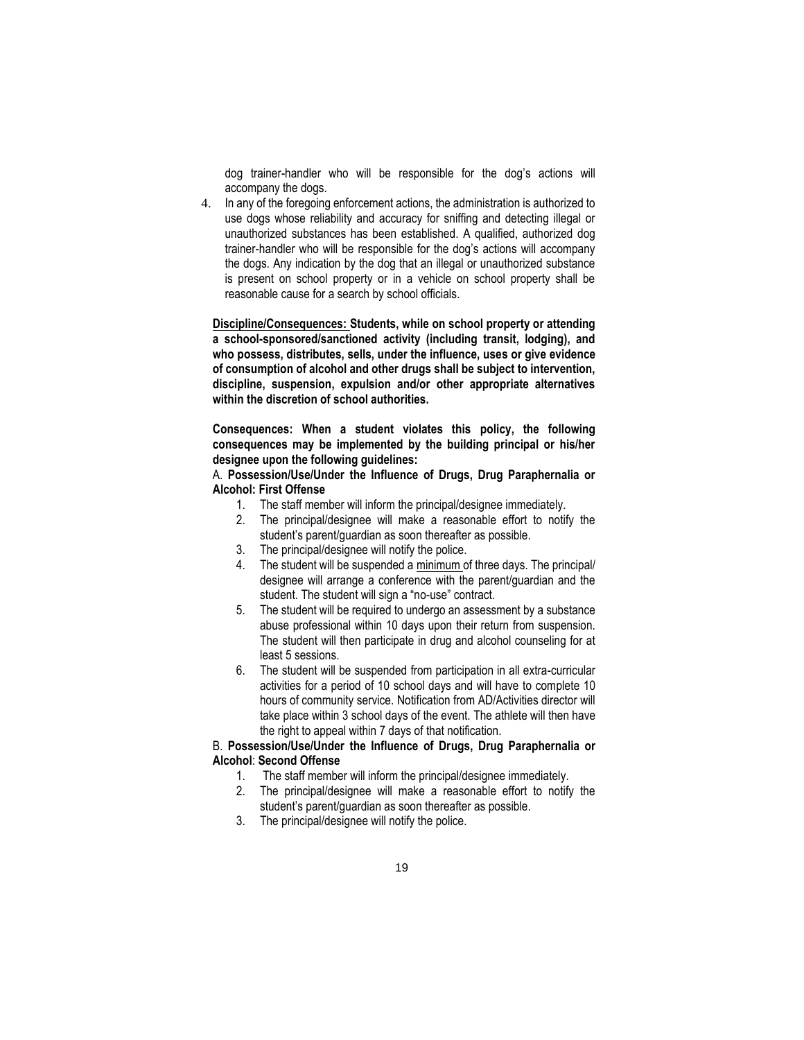dog trainer-handler who will be responsible for the dog's actions will accompany the dogs.

4. In any of the foregoing enforcement actions, the administration is authorized to use dogs whose reliability and accuracy for sniffing and detecting illegal or unauthorized substances has been established. A qualified, authorized dog trainer-handler who will be responsible for the dog's actions will accompany the dogs. Any indication by the dog that an illegal or unauthorized substance is present on school property or in a vehicle on school property shall be reasonable cause for a search by school officials.

**Discipline/Consequences: Students, while on school property or attending a school-sponsored/sanctioned activity (including transit, lodging), and who possess, distributes, sells, under the influence, uses or give evidence of consumption of alcohol and other drugs shall be subject to intervention, discipline, suspension, expulsion and/or other appropriate alternatives within the discretion of school authorities.**

**Consequences: When a student violates this policy, the following consequences may be implemented by the building principal or his/her designee upon the following guidelines:**

A. **Possession/Use/Under the Influence of Drugs, Drug Paraphernalia or Alcohol: First Offense**

1. The staff member will inform the principal/designee immediately.
2. The principal/designee will make a reasonable effort to notify the student's parent/guardian as soon thereafter as possible.
3. The principal/designee will notify the police.
4. The student will be suspended a minimum of three days. The principal/ designee will arrange a conference with the parent/guardian and the student. The student will sign a "no-use" contract.
5. The student will be required to undergo an assessment by a substance abuse professional within 10 days upon their return from suspension. The student will then participate in drug and alcohol counseling for at least 5 sessions.
6. The student will be suspended from participation in all extra-curricular activities for a period of 10 school days and will have to complete 10 hours of community service. Notification from AD/Activities director will take place within 3 school days of the event. The athlete will then have the right to appeal within 7 days of that notification.

B. **Possession/Use/Under the Influence of Drugs, Drug Paraphernalia or Alcohol**: **Second Offense**

1. The staff member will inform the principal/designee immediately.
2. The principal/designee will make a reasonable effort to notify the student's parent/guardian as soon thereafter as possible.
3. The principal/designee will notify the police.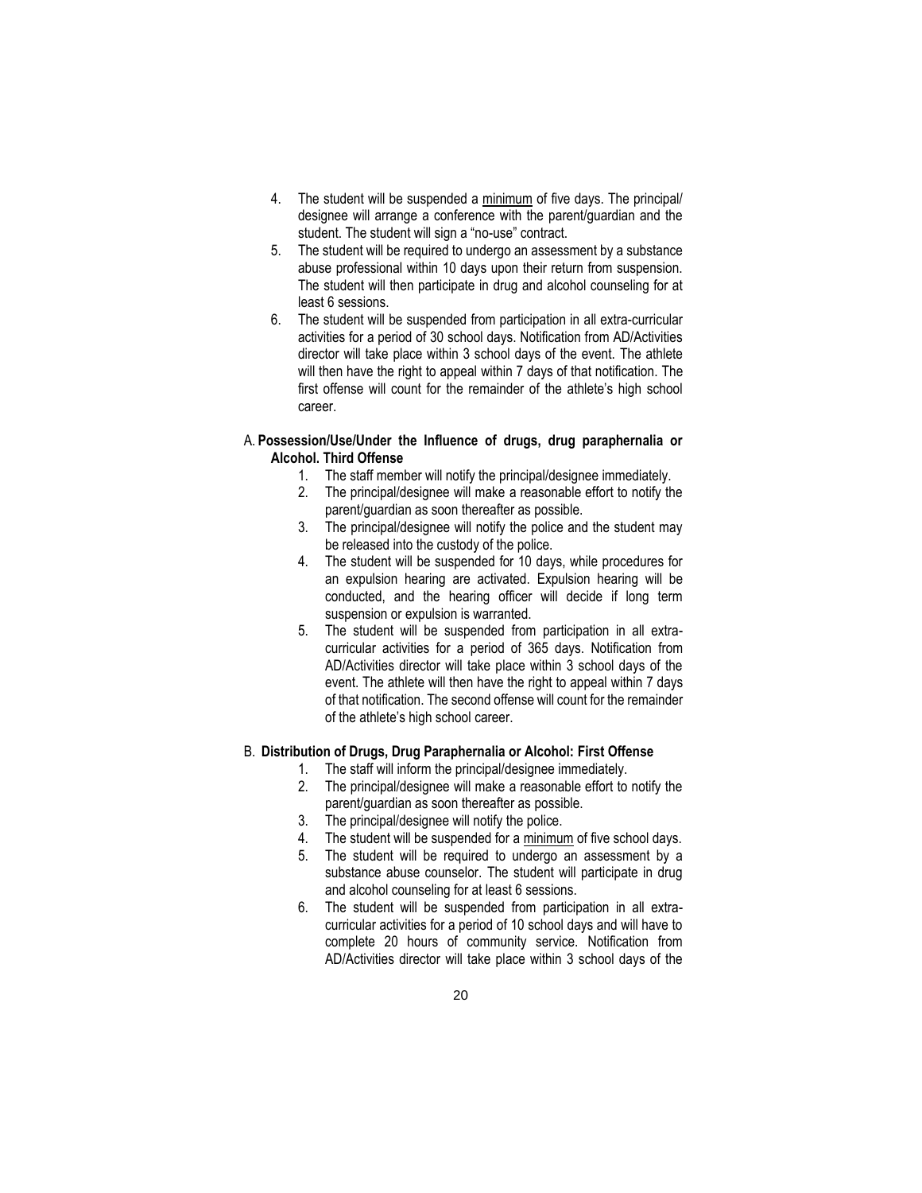4. The student will be suspended a <u>minimum</u> of five days. The principal/ designee will arrange a conference with the parent/guardian and the student. The student will sign a "no-use" contract.
5. The student will be required to undergo an assessment by a substance abuse professional within 10 days upon their return from suspension. The student will then participate in drug and alcohol counseling for at least 6 sessions.
6. The student will be suspended from participation in all extra-curricular activities for a period of 30 school days. Notification from AD/Activities director will take place within 3 school days of the event. The athlete will then have the right to appeal within 7 days of that notification. The first offense will count for the remainder of the athlete's high school career.

A. **Possession/Use/Under the Influence of drugs, drug paraphernalia or Alcohol. Third Offense**

1. The staff member will notify the principal/designee immediately.
2. The principal/designee will make a reasonable effort to notify the parent/guardian as soon thereafter as possible.
3. The principal/designee will notify the police and the student may be released into the custody of the police.
4. The student will be suspended for 10 days, while procedures for an expulsion hearing are activated. Expulsion hearing will be conducted, and the hearing officer will decide if long term suspension or expulsion is warranted.
5. The student will be suspended from participation in all extra-curricular activities for a period of 365 days. Notification from AD/Activities director will take place within 3 school days of the event. The athlete will then have the right to appeal within 7 days of that notification. The second offense will count for the remainder of the athlete's high school career.

B. **Distribution of Drugs, Drug Paraphernalia or Alcohol: First Offense**

1. The staff will inform the principal/designee immediately.
2. The principal/designee will make a reasonable effort to notify the parent/guardian as soon thereafter as possible.
3. The principal/designee will notify the police.
4. The student will be suspended for a <u>minimum</u> of five school days.
5. The student will be required to undergo an assessment by a substance abuse counselor. The student will participate in drug and alcohol counseling for at least 6 sessions.
6. The student will be suspended from participation in all extra-curricular activities for a period of 10 school days and will have to complete 20 hours of community service. Notification from AD/Activities director will take place within 3 school days of the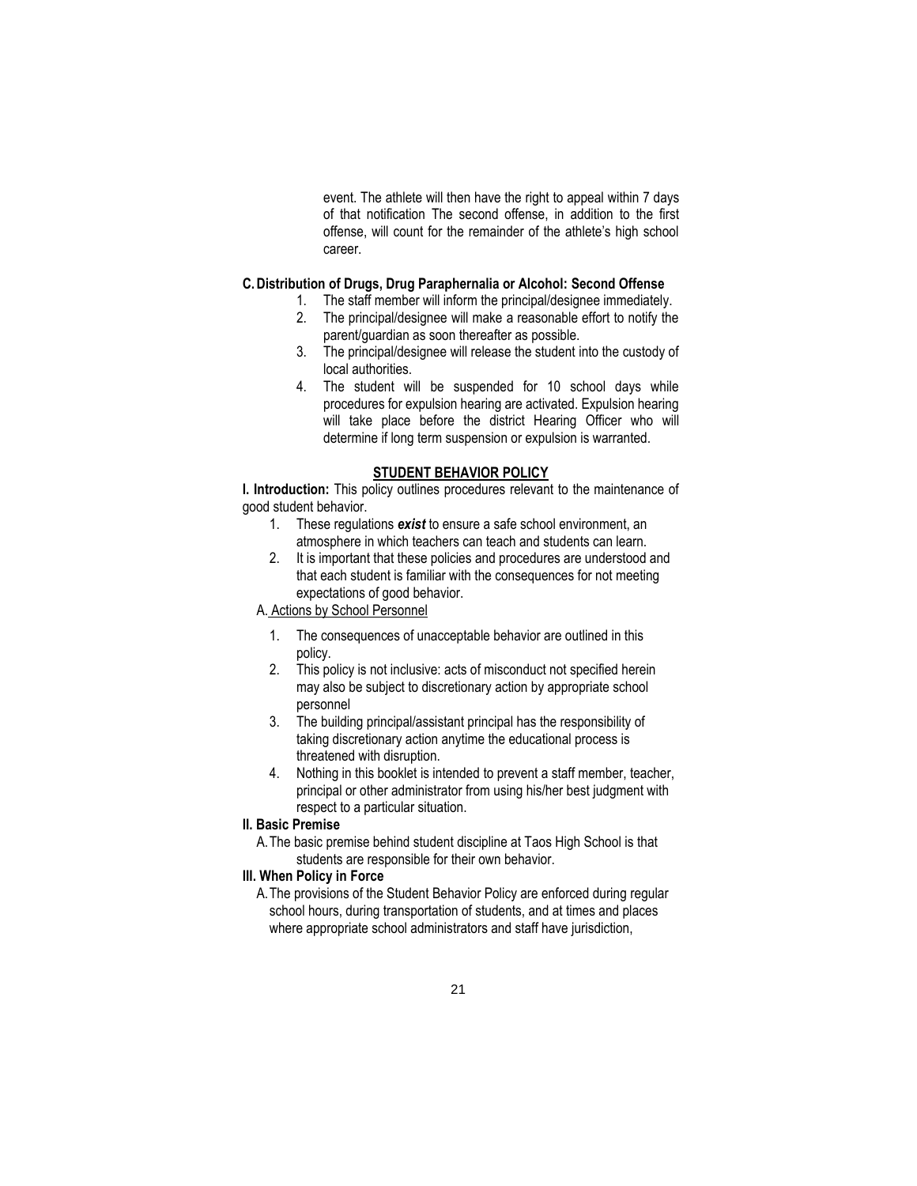event. The athlete will then have the right to appeal within 7 days of that notification The second offense, in addition to the first offense, will count for the remainder of the athlete's high school career.

**C. Distribution of Drugs, Drug Paraphernalia or Alcohol: Second Offense**

1. The staff member will inform the principal/designee immediately.
2. The principal/designee will make a reasonable effort to notify the parent/guardian as soon thereafter as possible.
3. The principal/designee will release the student into the custody of local authorities.
4. The student will be suspended for 10 school days while procedures for expulsion hearing are activated. Expulsion hearing will take place before the district Hearing Officer who will determine if long term suspension or expulsion is warranted.

## STUDENT BEHAVIOR POLICY

**I. Introduction:** This policy outlines procedures relevant to the maintenance of good student behavior.

1. These regulations ***exist*** to ensure a safe school environment, an atmosphere in which teachers can teach and students can learn.
2. It is important that these policies and procedures are understood and that each student is familiar with the consequences for not meeting expectations of good behavior.

A. Actions by School Personnel

1. The consequences of unacceptable behavior are outlined in this policy.
2. This policy is not inclusive: acts of misconduct not specified herein may also be subject to discretionary action by appropriate school personnel
3. The building principal/assistant principal has the responsibility of taking discretionary action anytime the educational process is threatened with disruption.
4. Nothing in this booklet is intended to prevent a staff member, teacher, principal or other administrator from using his/her best judgment with respect to a particular situation.

**II. Basic Premise**

A. The basic premise behind student discipline at Taos High School is that students are responsible for their own behavior.

**III. When Policy in Force**

A. The provisions of the Student Behavior Policy are enforced during regular school hours, during transportation of students, and at times and places where appropriate school administrators and staff have jurisdiction,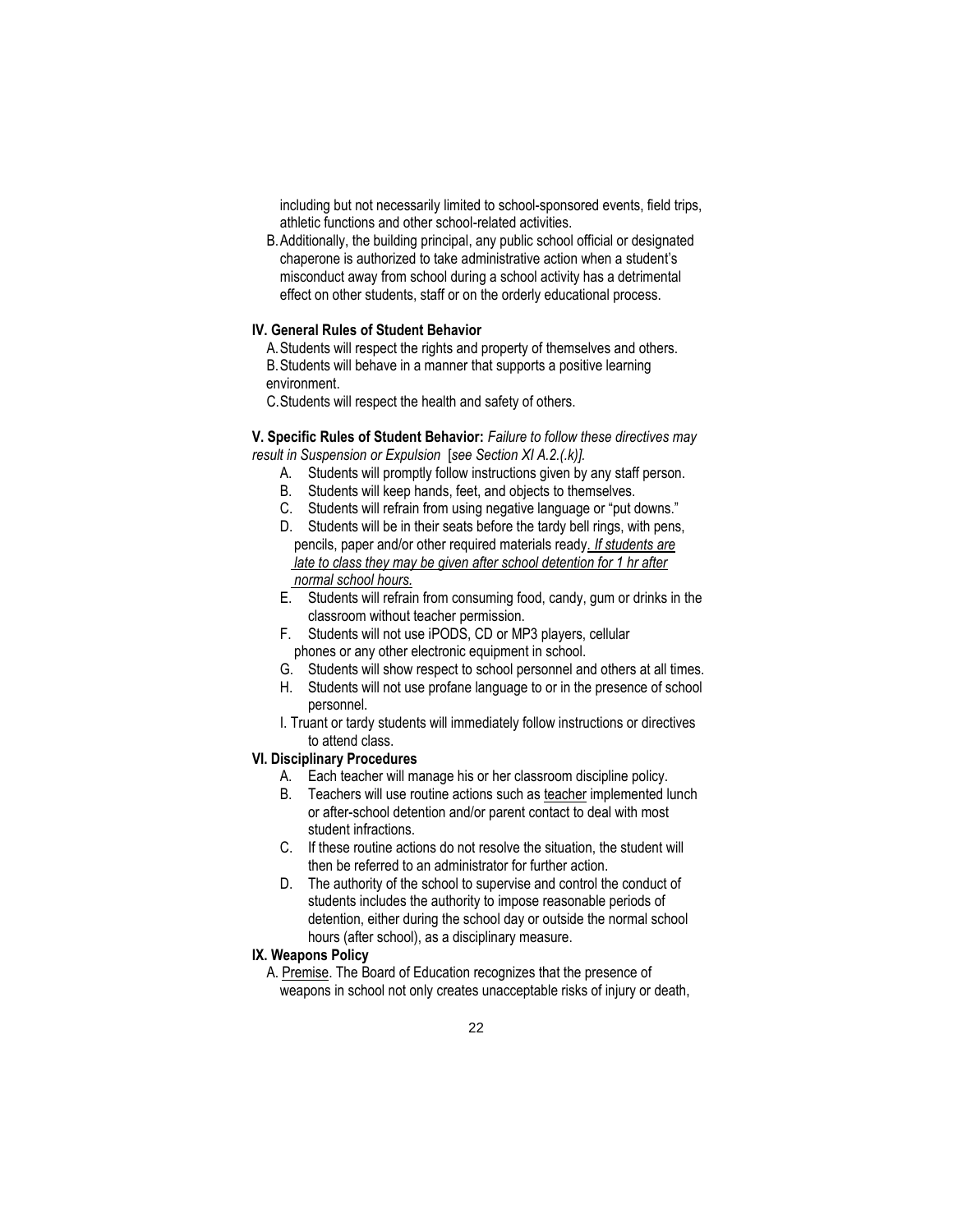including but not necessarily limited to school-sponsored events, field trips, athletic functions and other school-related activities.

B. Additionally, the building principal, any public school official or designated chaperone is authorized to take administrative action when a student's misconduct away from school during a school activity has a detrimental effect on other students, staff or on the orderly educational process.

**IV. General Rules of Student Behavior**

A. Students will respect the rights and property of themselves and others.

B. Students will behave in a manner that supports a positive learning environment.

C. Students will respect the health and safety of others.

**V. Specific Rules of Student Behavior:** *Failure to follow these directives may result in Suspension or Expulsion* [*see Section XI A.2.(.k)]*.

A. Students will promptly follow instructions given by any staff person.

B. Students will keep hands, feet, and objects to themselves.

C. Students will refrain from using negative language or "put downs."

D. Students will be in their seats before the tardy bell rings, with pens, pencils, paper and/or other required materials ready. *If students are late to class they may be given after school detention for 1 hr after normal school hours.*

E. Students will refrain from consuming food, candy, gum or drinks in the classroom without teacher permission.

F. Students will not use iPODS, CD or MP3 players, cellular phones or any other electronic equipment in school.

G. Students will show respect to school personnel and others at all times.

H. Students will not use profane language to or in the presence of school personnel.

I. Truant or tardy students will immediately follow instructions or directives to attend class.

**VI. Disciplinary Procedures**

A. Each teacher will manage his or her classroom discipline policy.

B. Teachers will use routine actions such as teacher implemented lunch or after-school detention and/or parent contact to deal with most student infractions.

C. If these routine actions do not resolve the situation, the student will then be referred to an administrator for further action.

D. The authority of the school to supervise and control the conduct of students includes the authority to impose reasonable periods of detention, either during the school day or outside the normal school hours (after school), as a disciplinary measure.

**IX. Weapons Policy**

A. Premise. The Board of Education recognizes that the presence of weapons in school not only creates unacceptable risks of injury or death,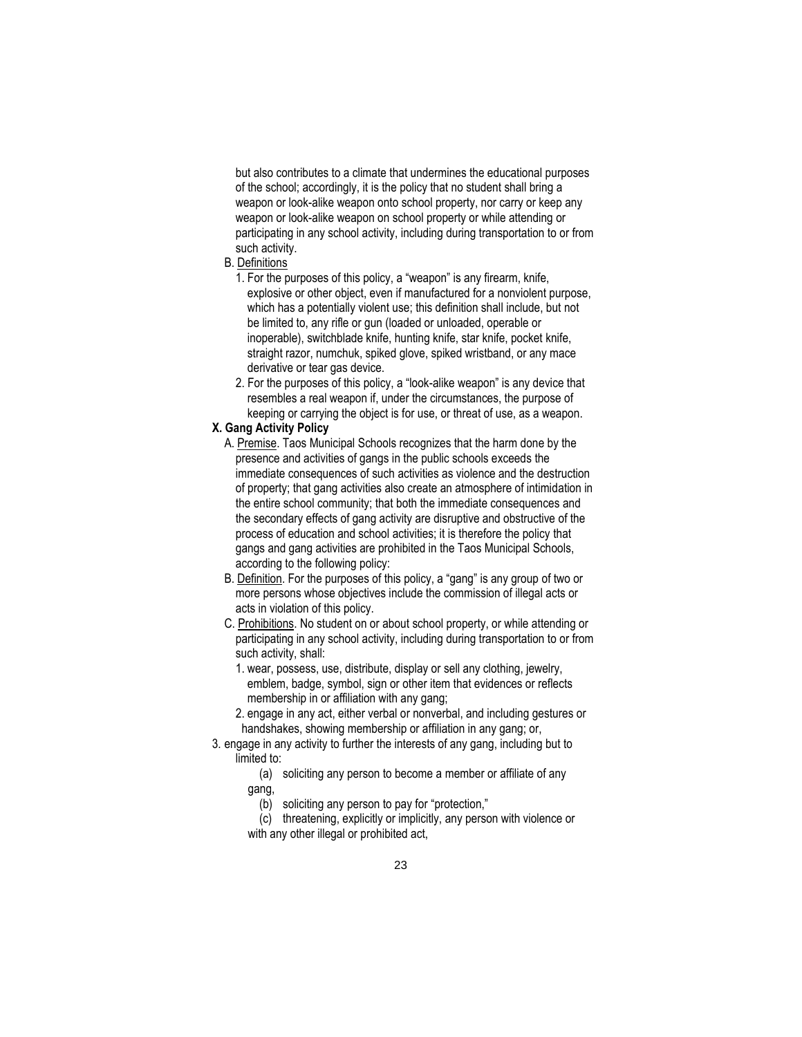but also contributes to a climate that undermines the educational purposes of the school; accordingly, it is the policy that no student shall bring a weapon or look-alike weapon onto school property, nor carry or keep any weapon or look-alike weapon on school property or while attending or participating in any school activity, including during transportation to or from such activity.

B. Definitions

1. For the purposes of this policy, a "weapon" is any firearm, knife, explosive or other object, even if manufactured for a nonviolent purpose, which has a potentially violent use; this definition shall include, but not be limited to, any rifle or gun (loaded or unloaded, operable or inoperable), switchblade knife, hunting knife, star knife, pocket knife, straight razor, numchuk, spiked glove, spiked wristband, or any mace derivative or tear gas device.
2. For the purposes of this policy, a "look-alike weapon" is any device that resembles a real weapon if, under the circumstances, the purpose of keeping or carrying the object is for use, or threat of use, as a weapon.

**X. Gang Activity Policy**

A. Premise. Taos Municipal Schools recognizes that the harm done by the presence and activities of gangs in the public schools exceeds the immediate consequences of such activities as violence and the destruction of property; that gang activities also create an atmosphere of intimidation in the entire school community; that both the immediate consequences and the secondary effects of gang activity are disruptive and obstructive of the process of education and school activities; it is therefore the policy that gangs and gang activities are prohibited in the Taos Municipal Schools, according to the following policy:

B. Definition. For the purposes of this policy, a "gang" is any group of two or more persons whose objectives include the commission of illegal acts or acts in violation of this policy.

C. Prohibitions. No student on or about school property, or while attending or participating in any school activity, including during transportation to or from such activity, shall:

1. wear, possess, use, distribute, display or sell any clothing, jewelry, emblem, badge, symbol, sign or other item that evidences or reflects membership in or affiliation with any gang;
2. engage in any act, either verbal or nonverbal, and including gestures or handshakes, showing membership or affiliation in any gang; or,
3. engage in any activity to further the interests of any gang, including but to limited to:
   (a) soliciting any person to become a member or affiliate of any gang,
   (b) soliciting any person to pay for "protection,"
   (c) threatening, explicitly or implicitly, any person with violence or with any other illegal or prohibited act,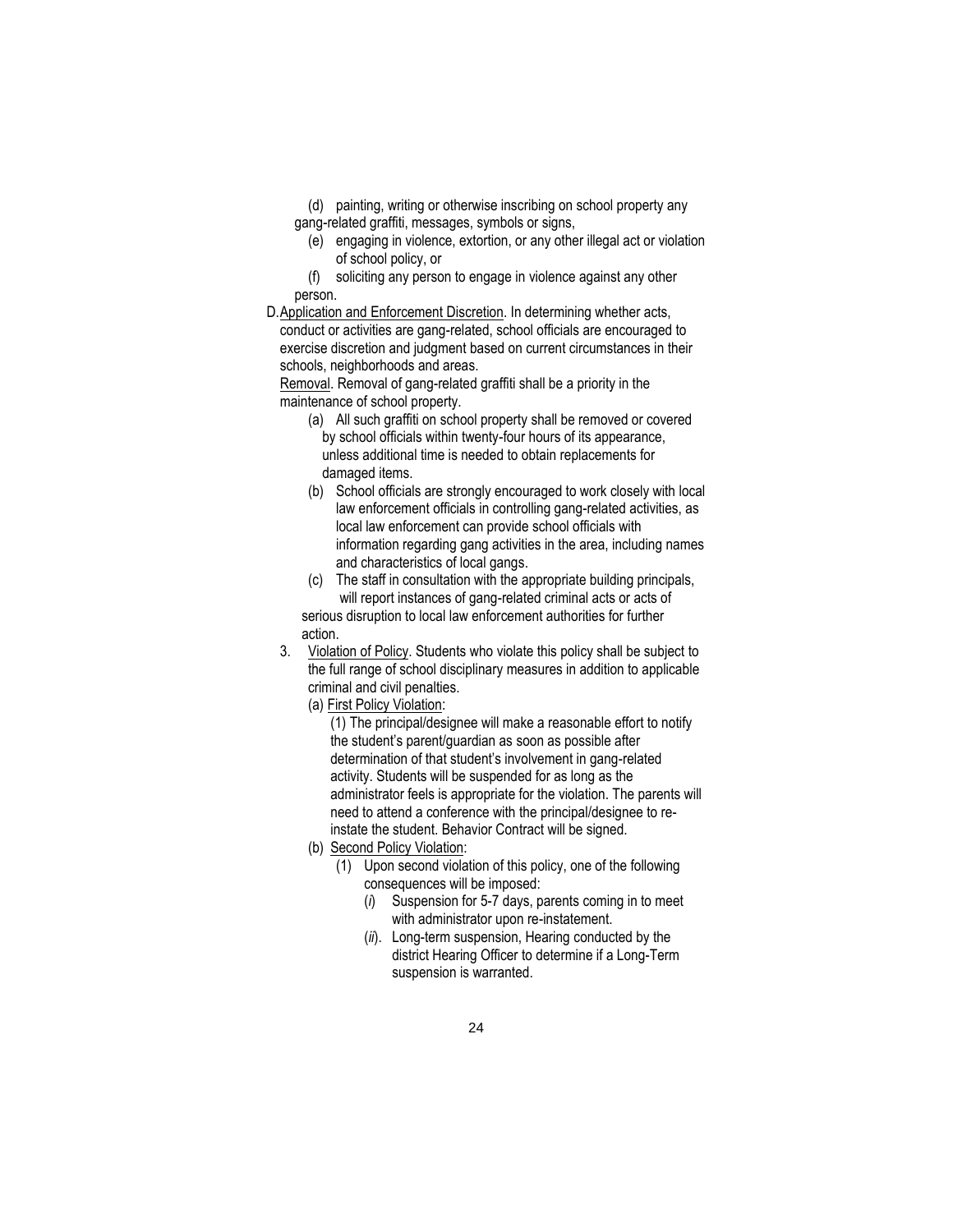(d) painting, writing or otherwise inscribing on school property any gang-related graffiti, messages, symbols or signs,

(e) engaging in violence, extortion, or any other illegal act or violation of school policy, or

(f) soliciting any person to engage in violence against any other person.

D. Application and Enforcement Discretion. In determining whether acts, conduct or activities are gang-related, school officials are encouraged to exercise discretion and judgment based on current circumstances in their schools, neighborhoods and areas.

Removal. Removal of gang-related graffiti shall be a priority in the maintenance of school property.

(a) All such graffiti on school property shall be removed or covered by school officials within twenty-four hours of its appearance, unless additional time is needed to obtain replacements for damaged items.

(b) School officials are strongly encouraged to work closely with local law enforcement officials in controlling gang-related activities, as local law enforcement can provide school officials with information regarding gang activities in the area, including names and characteristics of local gangs.

(c) The staff in consultation with the appropriate building principals, will report instances of gang-related criminal acts or acts of serious disruption to local law enforcement authorities for further action.

3. Violation of Policy. Students who violate this policy shall be subject to the full range of school disciplinary measures in addition to applicable criminal and civil penalties.

   (a) First Policy Violation:

   (1) The principal/designee will make a reasonable effort to notify the student's parent/guardian as soon as possible after determination of that student's involvement in gang-related activity. Students will be suspended for as long as the administrator feels is appropriate for the violation. The parents will need to attend a conference with the principal/designee to re-instate the student. Behavior Contract will be signed.

   (b) Second Policy Violation:

   (1) Upon second violation of this policy, one of the following consequences will be imposed:

   (*i*) Suspension for 5-7 days, parents coming in to meet with administrator upon re-instatement.

   (*ii*). Long-term suspension, Hearing conducted by the district Hearing Officer to determine if a Long-Term suspension is warranted.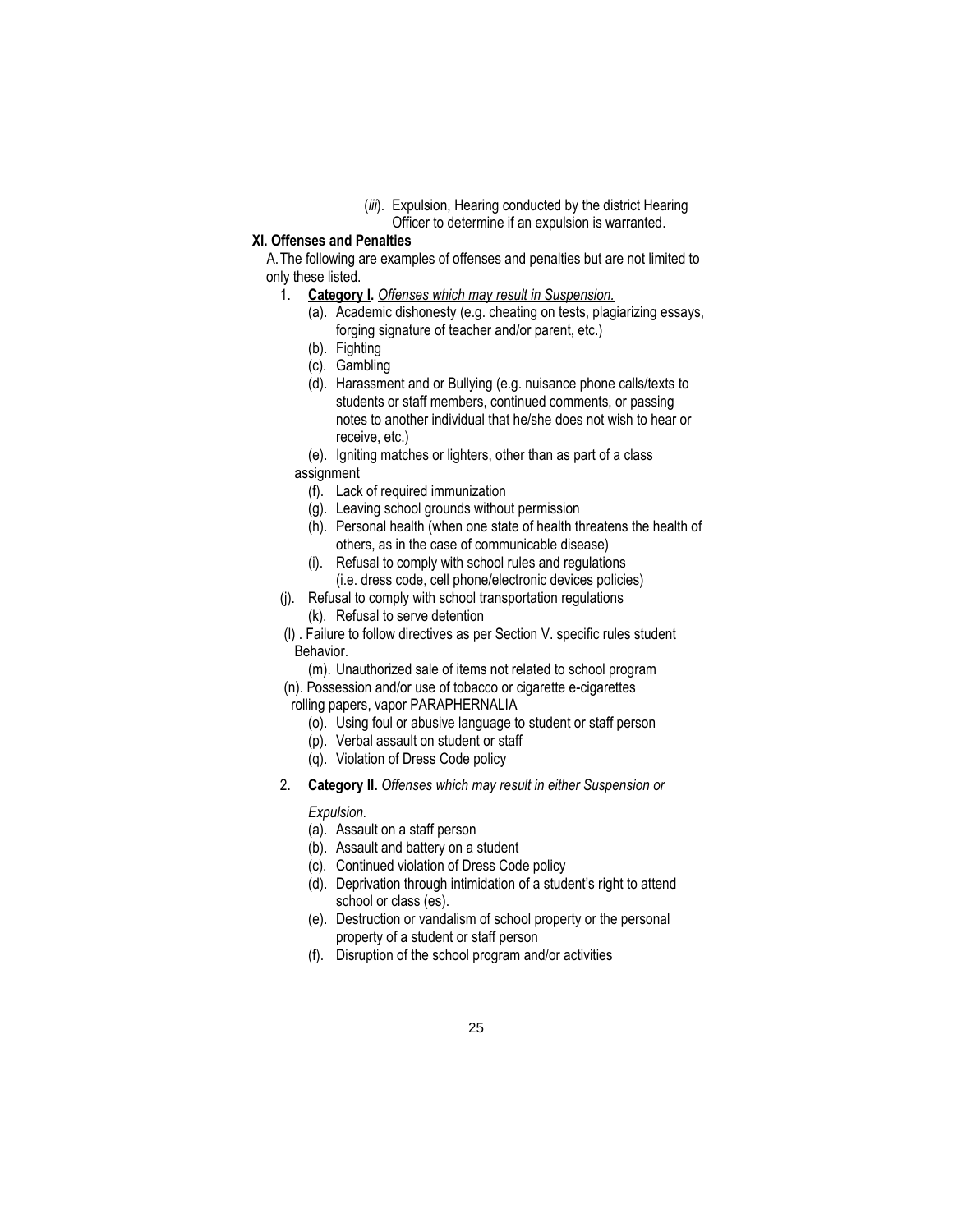(*iii*). Expulsion, Hearing conducted by the district Hearing Officer to determine if an expulsion is warranted.

**XI. Offenses and Penalties**

A. The following are examples of offenses and penalties but are not limited to only these listed.

1. **Category I.** *Offenses which may result in Suspension.*
   - (a). Academic dishonesty (e.g. cheating on tests, plagiarizing essays, forging signature of teacher and/or parent, etc.)
   - (b). Fighting
   - (c). Gambling
   - (d). Harassment and or Bullying (e.g. nuisance phone calls/texts to students or staff members, continued comments, or passing notes to another individual that he/she does not wish to hear or receive, etc.)
   - (e). Igniting matches or lighters, other than as part of a class assignment
   - (f). Lack of required immunization
   - (g). Leaving school grounds without permission
   - (h). Personal health (when one state of health threatens the health of others, as in the case of communicable disease)
   - (i). Refusal to comply with school rules and regulations (i.e. dress code, cell phone/electronic devices policies)
   - (j). Refusal to comply with school transportation regulations
   - (k). Refusal to serve detention
   - (l) . Failure to follow directives as per Section V. specific rules student Behavior.
   - (m). Unauthorized sale of items not related to school program
   - (n). Possession and/or use of tobacco or cigarette e-cigarettes rolling papers, vapor PARAPHERNALIA
   - (o). Using foul or abusive language to student or staff person
   - (p). Verbal assault on student or staff
   - (q). Violation of Dress Code policy

2. **Category II.** *Offenses which may result in either Suspension or Expulsion.*
   - (a). Assault on a staff person
   - (b). Assault and battery on a student
   - (c). Continued violation of Dress Code policy
   - (d). Deprivation through intimidation of a student's right to attend school or class (es).
   - (e). Destruction or vandalism of school property or the personal property of a student or staff person
   - (f). Disruption of the school program and/or activities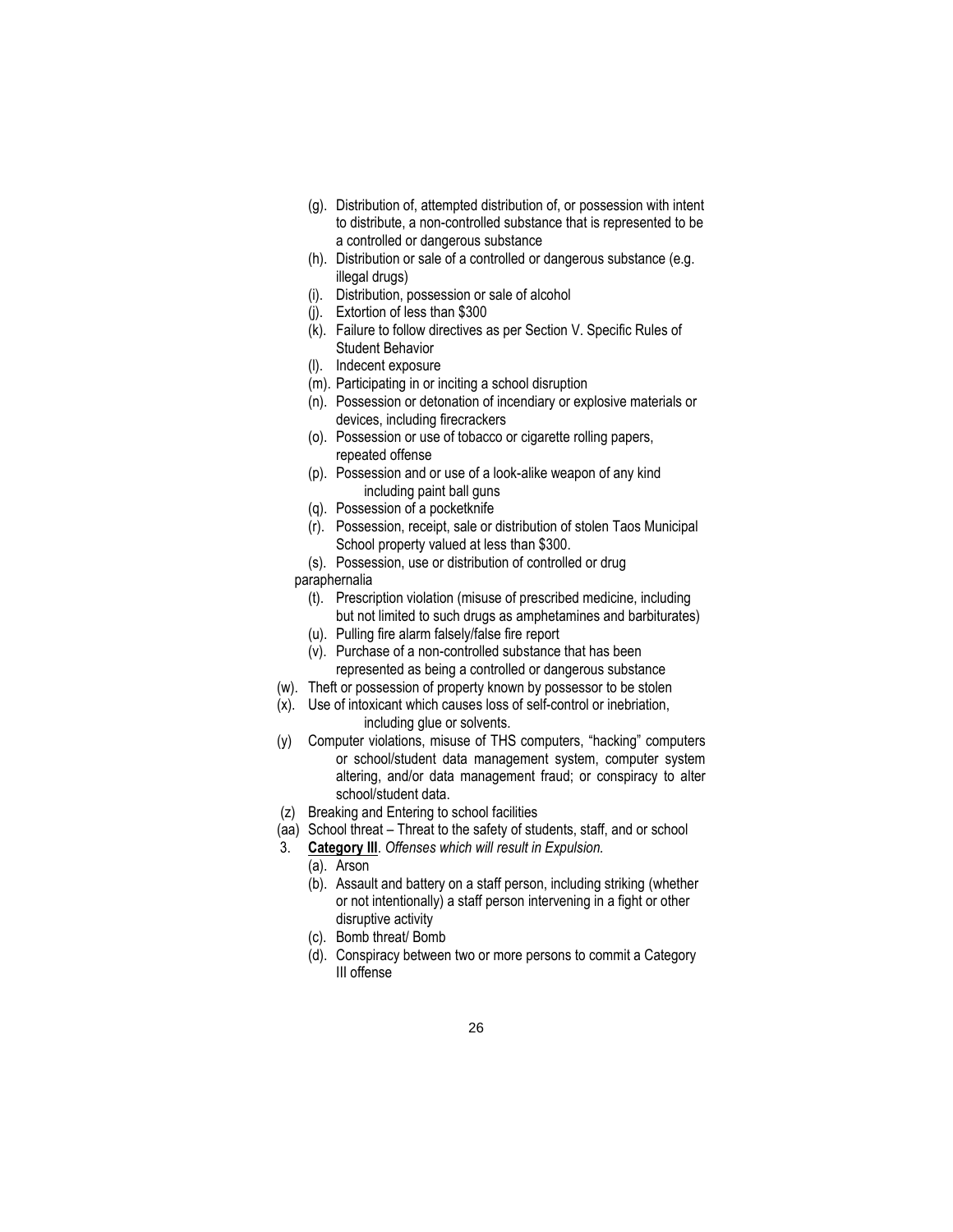- (g). Distribution of, attempted distribution of, or possession with intent to distribute, a non-controlled substance that is represented to be a controlled or dangerous substance
- (h). Distribution or sale of a controlled or dangerous substance (e.g. illegal drugs)
- (i). Distribution, possession or sale of alcohol
- (j). Extortion of less than $300
- (k). Failure to follow directives as per Section V. Specific Rules of Student Behavior
- (l). Indecent exposure
- (m). Participating in or inciting a school disruption
- (n). Possession or detonation of incendiary or explosive materials or devices, including firecrackers
- (o). Possession or use of tobacco or cigarette rolling papers, repeated offense
- (p). Possession and or use of a look-alike weapon of any kind including paint ball guns
- (q). Possession of a pocketknife
- (r). Possession, receipt, sale or distribution of stolen Taos Municipal School property valued at less than $300.
- (s). Possession, use or distribution of controlled or drug paraphernalia
- (t). Prescription violation (misuse of prescribed medicine, including but not limited to such drugs as amphetamines and barbiturates)
- (u). Pulling fire alarm falsely/false fire report
- (v). Purchase of a non-controlled substance that has been represented as being a controlled or dangerous substance
- (w). Theft or possession of property known by possessor to be stolen
- (x). Use of intoxicant which causes loss of self-control or inebriation, including glue or solvents.
- (y) Computer violations, misuse of THS computers, "hacking" computers or school/student data management system, computer system altering, and/or data management fraud; or conspiracy to alter school/student data.
- (z) Breaking and Entering to school facilities
- (aa) School threat – Threat to the safety of students, staff, and or school

3. **Category III**. *Offenses which will result in Expulsion.*
   - (a). Arson
   - (b). Assault and battery on a staff person, including striking (whether or not intentionally) a staff person intervening in a fight or other disruptive activity
   - (c). Bomb threat/ Bomb
   - (d). Conspiracy between two or more persons to commit a Category III offense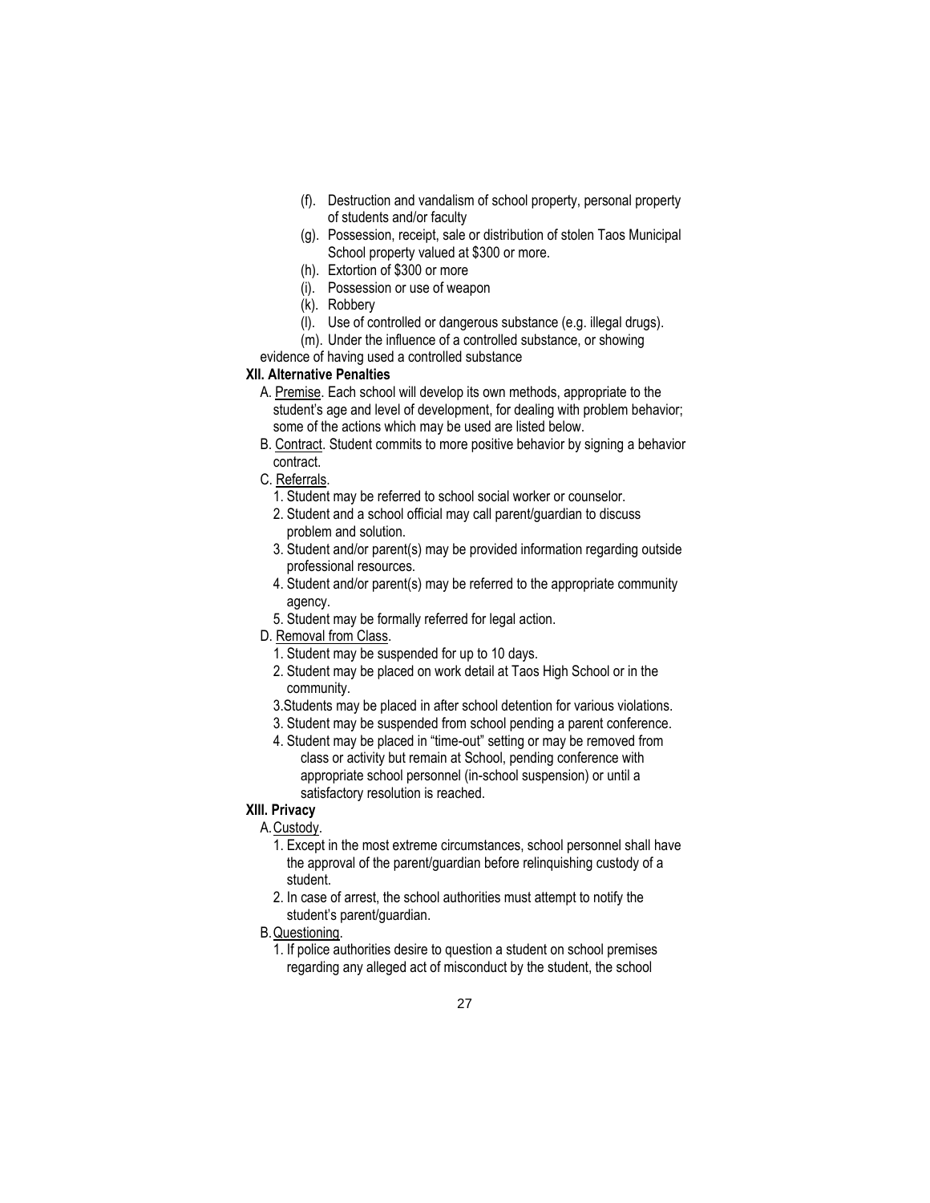(f). Destruction and vandalism of school property, personal property of students and/or faculty

(g). Possession, receipt, sale or distribution of stolen Taos Municipal School property valued at $300 or more.

(h). Extortion of $300 or more

(i). Possession or use of weapon

(k). Robbery

(l). Use of controlled or dangerous substance (e.g. illegal drugs).

(m). Under the influence of a controlled substance, or showing evidence of having used a controlled substance

**XII. Alternative Penalties**

A. Premise. Each school will develop its own methods, appropriate to the student's age and level of development, for dealing with problem behavior; some of the actions which may be used are listed below.

B. Contract. Student commits to more positive behavior by signing a behavior contract.

C. Referrals.

1. Student may be referred to school social worker or counselor.
2. Student and a school official may call parent/guardian to discuss problem and solution.
3. Student and/or parent(s) may be provided information regarding outside professional resources.
4. Student and/or parent(s) may be referred to the appropriate community agency.
5. Student may be formally referred for legal action.

D. Removal from Class.

1. Student may be suspended for up to 10 days.
2. Student may be placed on work detail at Taos High School or in the community.

3.Students may be placed in after school detention for various violations.

3. Student may be suspended from school pending a parent conference.
4. Student may be placed in "time-out" setting or may be removed from class or activity but remain at School, pending conference with appropriate school personnel (in-school suspension) or until a satisfactory resolution is reached.

**XIII. Privacy**

A. Custody.

1. Except in the most extreme circumstances, school personnel shall have the approval of the parent/guardian before relinquishing custody of a student.
2. In case of arrest, the school authorities must attempt to notify the student's parent/guardian.

B. Questioning.

1. If police authorities desire to question a student on school premises regarding any alleged act of misconduct by the student, the school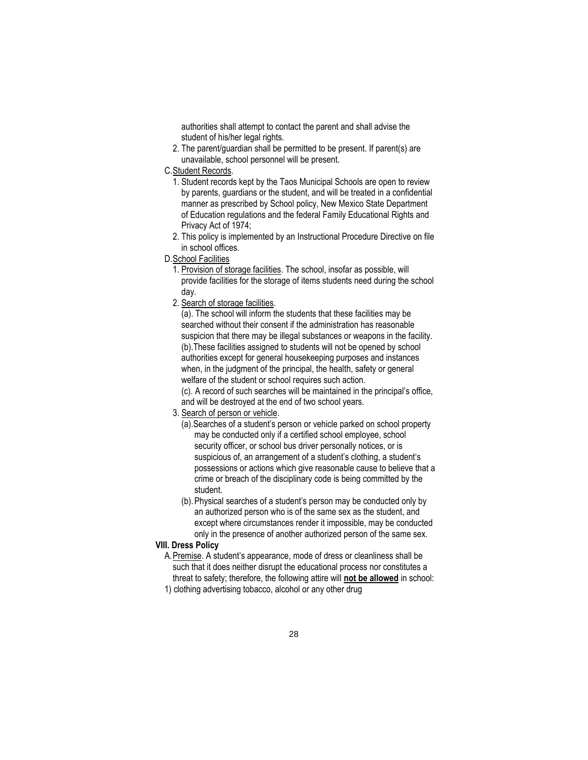authorities shall attempt to contact the parent and shall advise the student of his/her legal rights.

2. The parent/guardian shall be permitted to be present. If parent(s) are unavailable, school personnel will be present.

C. Student Records.

1. Student records kept by the Taos Municipal Schools are open to review by parents, guardians or the student, and will be treated in a confidential manner as prescribed by School policy, New Mexico State Department of Education regulations and the federal Family Educational Rights and Privacy Act of 1974;
2. This policy is implemented by an Instructional Procedure Directive on file in school offices.

D. School Facilities

1. Provision of storage facilities. The school, insofar as possible, will provide facilities for the storage of items students need during the school day.
2. Search of storage facilities.

   (a). The school will inform the students that these facilities may be searched without their consent if the administration has reasonable suspicion that there may be illegal substances or weapons in the facility.

   (b). These facilities assigned to students will not be opened by school authorities except for general housekeeping purposes and instances when, in the judgment of the principal, the health, safety or general welfare of the student or school requires such action.

   (c). A record of such searches will be maintained in the principal's office, and will be destroyed at the end of two school years.

3. Search of person or vehicle.

   (a). Searches of a student's person or vehicle parked on school property may be conducted only if a certified school employee, school security officer, or school bus driver personally notices, or is suspicious of, an arrangement of a student's clothing, a student's possessions or actions which give reasonable cause to believe that a crime or breach of the disciplinary code is being committed by the student.

   (b). Physical searches of a student's person may be conducted only by an authorized person who is of the same sex as the student, and except where circumstances render it impossible, may be conducted only in the presence of another authorized person of the same sex.

**VIII. Dress Policy**

A. Premise. A student's appearance, mode of dress or cleanliness shall be such that it does neither disrupt the educational process nor constitutes a threat to safety; therefore, the following attire will **not be allowed** in school:

1) clothing advertising tobacco, alcohol or any other drug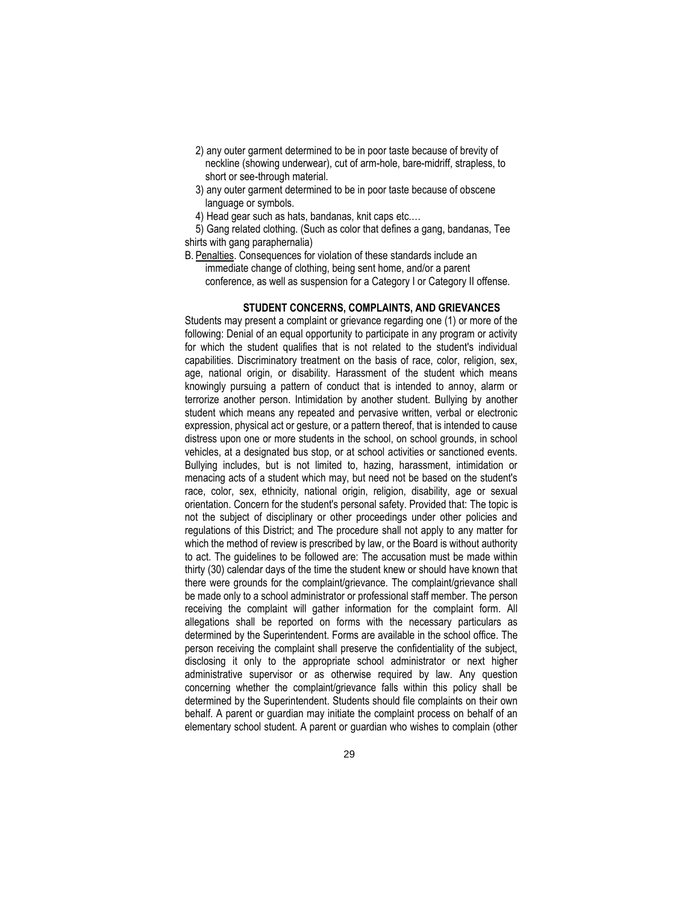2) any outer garment determined to be in poor taste because of brevity of neckline (showing underwear), cut of arm-hole, bare-midriff, strapless, to short or see-through material.

3) any outer garment determined to be in poor taste because of obscene language or symbols.

4) Head gear such as hats, bandanas, knit caps etc.…

5) Gang related clothing. (Such as color that defines a gang, bandanas, Tee shirts with gang paraphernalia)

B. Penalties. Consequences for violation of these standards include an immediate change of clothing, being sent home, and/or a parent conference, as well as suspension for a Category I or Category II offense.

## STUDENT CONCERNS, COMPLAINTS, AND GRIEVANCES

Students may present a complaint or grievance regarding one (1) or more of the following: Denial of an equal opportunity to participate in any program or activity for which the student qualifies that is not related to the student's individual capabilities. Discriminatory treatment on the basis of race, color, religion, sex, age, national origin, or disability. Harassment of the student which means knowingly pursuing a pattern of conduct that is intended to annoy, alarm or terrorize another person. Intimidation by another student. Bullying by another student which means any repeated and pervasive written, verbal or electronic expression, physical act or gesture, or a pattern thereof, that is intended to cause distress upon one or more students in the school, on school grounds, in school vehicles, at a designated bus stop, or at school activities or sanctioned events. Bullying includes, but is not limited to, hazing, harassment, intimidation or menacing acts of a student which may, but need not be based on the student's race, color, sex, ethnicity, national origin, religion, disability, age or sexual orientation. Concern for the student's personal safety. Provided that: The topic is not the subject of disciplinary or other proceedings under other policies and regulations of this District; and The procedure shall not apply to any matter for which the method of review is prescribed by law, or the Board is without authority to act. The guidelines to be followed are: The accusation must be made within thirty (30) calendar days of the time the student knew or should have known that there were grounds for the complaint/grievance. The complaint/grievance shall be made only to a school administrator or professional staff member. The person receiving the complaint will gather information for the complaint form. All allegations shall be reported on forms with the necessary particulars as determined by the Superintendent. Forms are available in the school office. The person receiving the complaint shall preserve the confidentiality of the subject, disclosing it only to the appropriate school administrator or next higher administrative supervisor or as otherwise required by law. Any question concerning whether the complaint/grievance falls within this policy shall be determined by the Superintendent. Students should file complaints on their own behalf. A parent or guardian may initiate the complaint process on behalf of an elementary school student. A parent or guardian who wishes to complain (other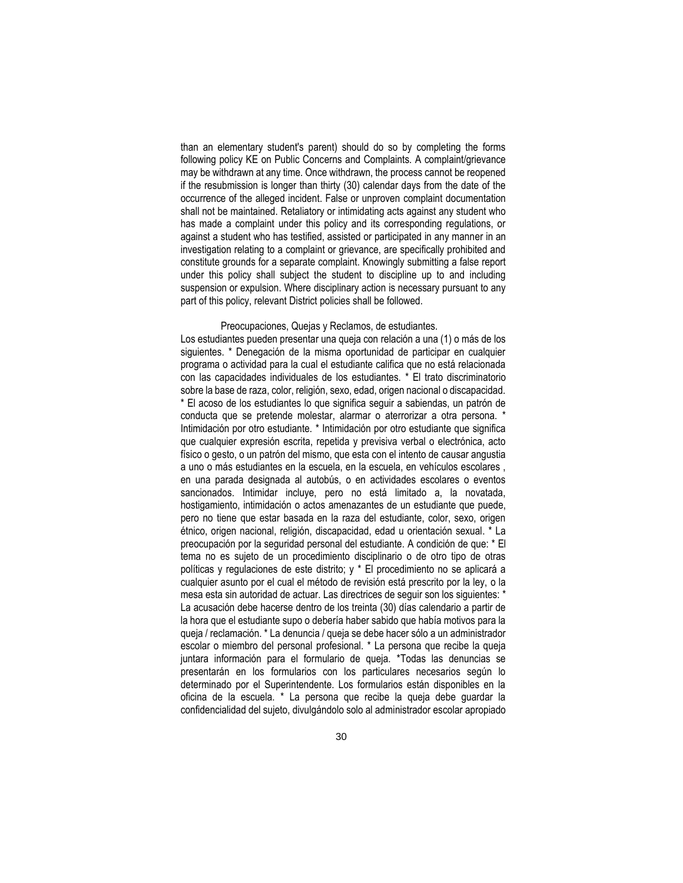than an elementary student's parent) should do so by completing the forms following policy KE on Public Concerns and Complaints. A complaint/grievance may be withdrawn at any time. Once withdrawn, the process cannot be reopened if the resubmission is longer than thirty (30) calendar days from the date of the occurrence of the alleged incident. False or unproven complaint documentation shall not be maintained. Retaliatory or intimidating acts against any student who has made a complaint under this policy and its corresponding regulations, or against a student who has testified, assisted or participated in any manner in an investigation relating to a complaint or grievance, are specifically prohibited and constitute grounds for a separate complaint. Knowingly submitting a false report under this policy shall subject the student to discipline up to and including suspension or expulsion. Where disciplinary action is necessary pursuant to any part of this policy, relevant District policies shall be followed.

Preocupaciones, Quejas y Reclamos, de estudiantes.

Los estudiantes pueden presentar una queja con relación a una (1) o más de los siguientes. * Denegación de la misma oportunidad de participar en cualquier programa o actividad para la cual el estudiante califica que no está relacionada con las capacidades individuales de los estudiantes. * El trato discriminatorio sobre la base de raza, color, religión, sexo, edad, origen nacional o discapacidad. * El acoso de los estudiantes lo que significa seguir a sabiendas, un patrón de conducta que se pretende molestar, alarmar o aterrorizar a otra persona. * Intimidación por otro estudiante. * Intimidación por otro estudiante que significa que cualquier expresión escrita, repetida y previsiva verbal o electrónica, acto físico o gesto, o un patrón del mismo, que esta con el intento de causar angustia a uno o más estudiantes en la escuela, en la escuela, en vehículos escolares , en una parada designada al autobús, o en actividades escolares o eventos sancionados. Intimidar incluye, pero no está limitado a, la novatada, hostigamiento, intimidación o actos amenazantes de un estudiante que puede, pero no tiene que estar basada en la raza del estudiante, color, sexo, origen étnico, origen nacional, religión, discapacidad, edad u orientación sexual. * La preocupación por la seguridad personal del estudiante. A condición de que: * El tema no es sujeto de un procedimiento disciplinario o de otro tipo de otras políticas y regulaciones de este distrito; y * El procedimiento no se aplicará a cualquier asunto por el cual el método de revisión está prescrito por la ley, o la mesa esta sin autoridad de actuar. Las directrices de seguir son los siguientes: * La acusación debe hacerse dentro de los treinta (30) días calendario a partir de la hora que el estudiante supo o debería haber sabido que había motivos para la queja / reclamación. * La denuncia / queja se debe hacer sólo a un administrador escolar o miembro del personal profesional. * La persona que recibe la queja juntara información para el formulario de queja. *Todas las denuncias se presentarán en los formularios con los particulares necesarios según lo determinado por el Superintendente. Los formularios están disponibles en la oficina de la escuela. * La persona que recibe la queja debe guardar la confidencialidad del sujeto, divulgándolo solo al administrador escolar apropiado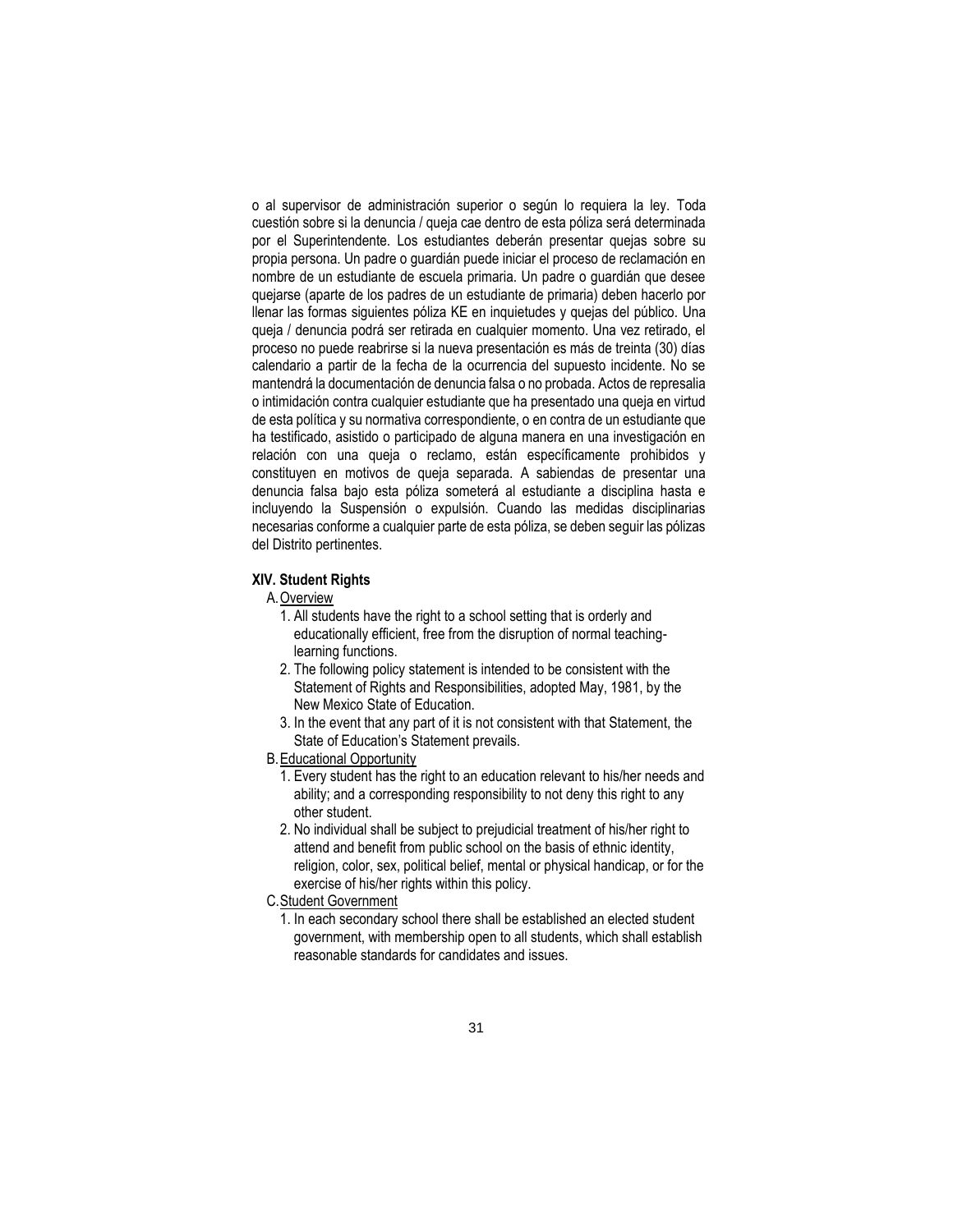o al supervisor de administración superior o según lo requiera la ley. Toda cuestión sobre si la denuncia / queja cae dentro de esta póliza será determinada por el Superintendente. Los estudiantes deberán presentar quejas sobre su propia persona. Un padre o guardián puede iniciar el proceso de reclamación en nombre de un estudiante de escuela primaria. Un padre o guardián que desee quejarse (aparte de los padres de un estudiante de primaria) deben hacerlo por llenar las formas siguientes póliza KE en inquietudes y quejas del público. Una queja / denuncia podrá ser retirada en cualquier momento. Una vez retirado, el proceso no puede reabrirse si la nueva presentación es más de treinta (30) días calendario a partir de la fecha de la ocurrencia del supuesto incidente. No se mantendrá la documentación de denuncia falsa o no probada. Actos de represalia o intimidación contra cualquier estudiante que ha presentado una queja en virtud de esta política y su normativa correspondiente, o en contra de un estudiante que ha testificado, asistido o participado de alguna manera en una investigación en relación con una queja o reclamo, están específicamente prohibidos y constituyen en motivos de queja separada. A sabiendas de presentar una denuncia falsa bajo esta póliza someterá al estudiante a disciplina hasta e incluyendo la Suspensión o expulsión. Cuando las medidas disciplinarias necesarias conforme a cualquier parte de esta póliza, se deben seguir las pólizas del Distrito pertinentes.

**XIV. Student Rights**

A. Overview

1. All students have the right to a school setting that is orderly and educationally efficient, free from the disruption of normal teaching-learning functions.
2. The following policy statement is intended to be consistent with the Statement of Rights and Responsibilities, adopted May, 1981, by the New Mexico State of Education.
3. In the event that any part of it is not consistent with that Statement, the State of Education's Statement prevails.

B. Educational Opportunity

1. Every student has the right to an education relevant to his/her needs and ability; and a corresponding responsibility to not deny this right to any other student.
2. No individual shall be subject to prejudicial treatment of his/her right to attend and benefit from public school on the basis of ethnic identity, religion, color, sex, political belief, mental or physical handicap, or for the exercise of his/her rights within this policy.

C. Student Government

1. In each secondary school there shall be established an elected student government, with membership open to all students, which shall establish reasonable standards for candidates and issues.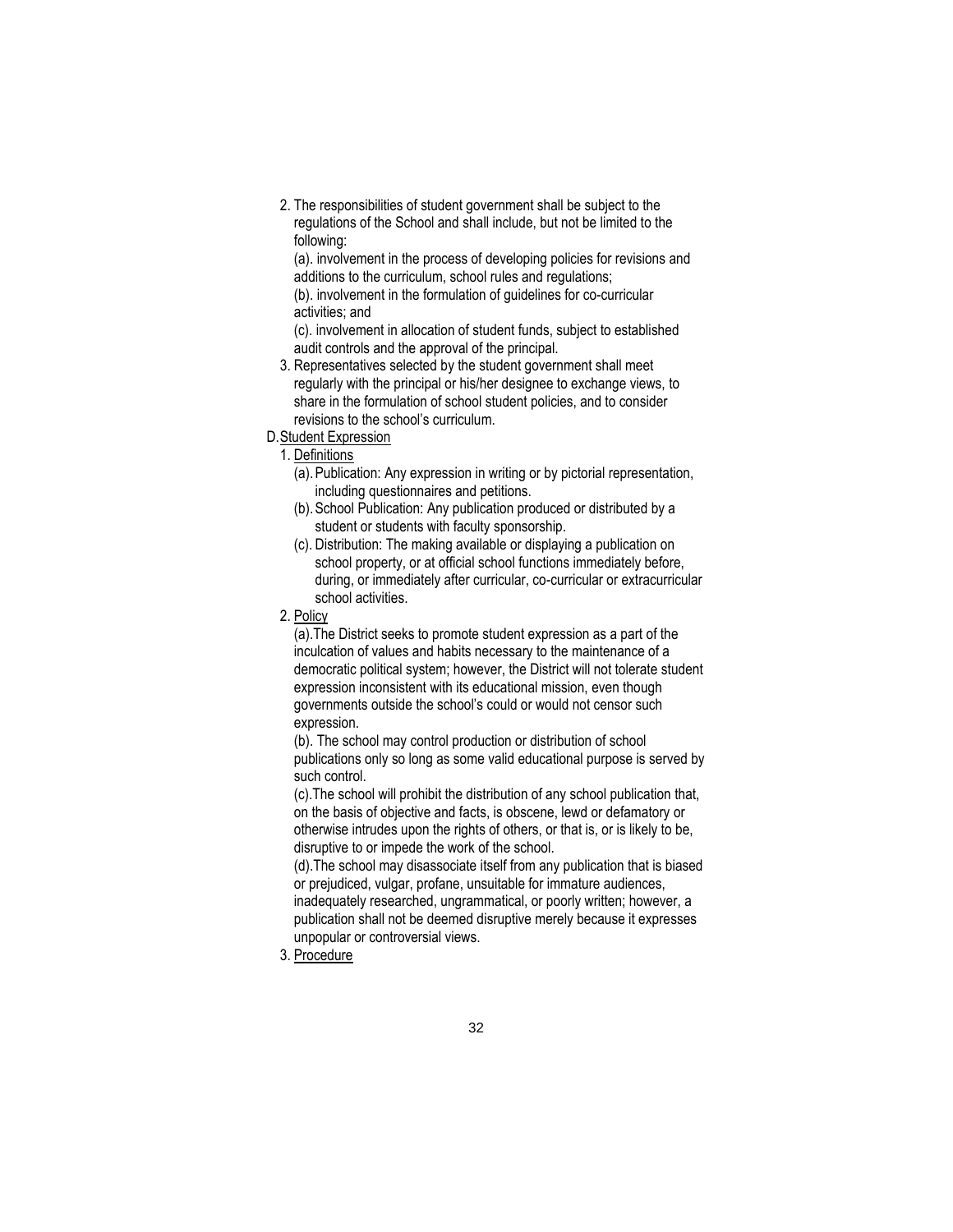2. The responsibilities of student government shall be subject to the regulations of the School and shall include, but not be limited to the following:

   (a). involvement in the process of developing policies for revisions and additions to the curriculum, school rules and regulations;

   (b). involvement in the formulation of guidelines for co-curricular activities; and

   (c). involvement in allocation of student funds, subject to established audit controls and the approval of the principal.

3. Representatives selected by the student government shall meet regularly with the principal or his/her designee to exchange views, to share in the formulation of school student policies, and to consider revisions to the school's curriculum.

D. <u>Student Expression</u>

1. <u>Definitions</u>
   - (a). Publication: Any expression in writing or by pictorial representation, including questionnaires and petitions.
   - (b). School Publication: Any publication produced or distributed by a student or students with faculty sponsorship.
   - (c). Distribution: The making available or displaying a publication on school property, or at official school functions immediately before, during, or immediately after curricular, co-curricular or extracurricular school activities.

2. <u>Policy</u>

   (a).The District seeks to promote student expression as a part of the inculcation of values and habits necessary to the maintenance of a democratic political system; however, the District will not tolerate student expression inconsistent with its educational mission, even though governments outside the school's could or would not censor such expression.

   (b). The school may control production or distribution of school publications only so long as some valid educational purpose is served by such control.

   (c).The school will prohibit the distribution of any school publication that, on the basis of objective and facts, is obscene, lewd or defamatory or otherwise intrudes upon the rights of others, or that is, or is likely to be, disruptive to or impede the work of the school.

   (d).The school may disassociate itself from any publication that is biased or prejudiced, vulgar, profane, unsuitable for immature audiences, inadequately researched, ungrammatical, or poorly written; however, a publication shall not be deemed disruptive merely because it expresses unpopular or controversial views.

3. <u>Procedure</u>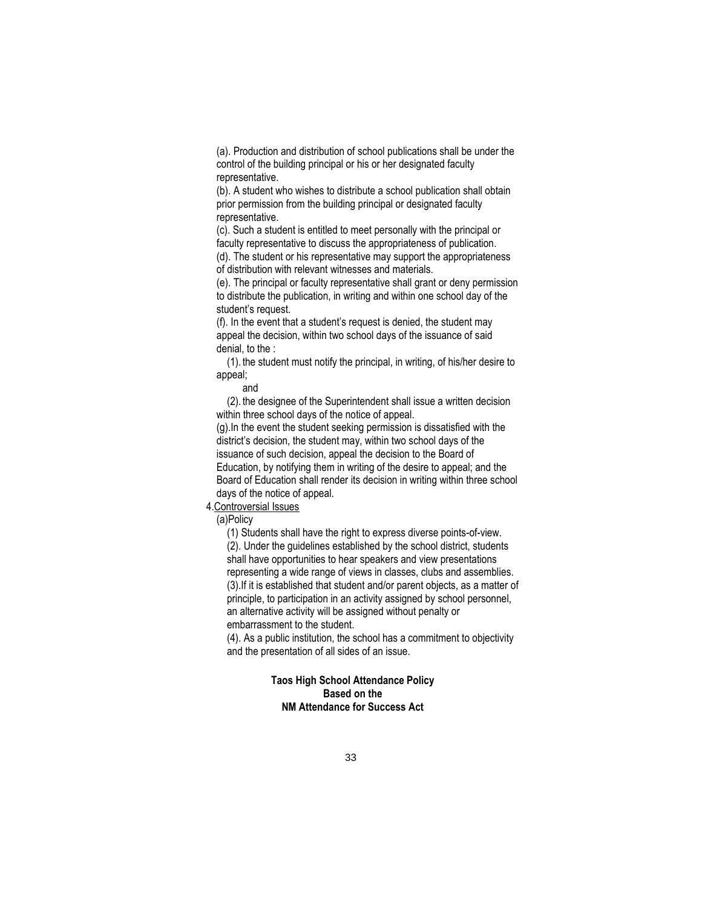(a). Production and distribution of school publications shall be under the control of the building principal or his or her designated faculty representative.

(b). A student who wishes to distribute a school publication shall obtain prior permission from the building principal or designated faculty representative.

(c). Such a student is entitled to meet personally with the principal or faculty representative to discuss the appropriateness of publication.

(d). The student or his representative may support the appropriateness of distribution with relevant witnesses and materials.

(e). The principal or faculty representative shall grant or deny permission to distribute the publication, in writing and within one school day of the student's request.

(f). In the event that a student's request is denied, the student may appeal the decision, within two school days of the issuance of said denial, to the :

(1). the student must notify the principal, in writing, of his/her desire to appeal;

and

(2). the designee of the Superintendent shall issue a written decision within three school days of the notice of appeal.

(g).In the event the student seeking permission is dissatisfied with the district's decision, the student may, within two school days of the issuance of such decision, appeal the decision to the Board of Education, by notifying them in writing of the desire to appeal; and the Board of Education shall render its decision in writing within three school days of the notice of appeal.

4.Controversial Issues

(a)Policy

(1) Students shall have the right to express diverse points-of-view.

(2). Under the guidelines established by the school district, students shall have opportunities to hear speakers and view presentations representing a wide range of views in classes, clubs and assemblies.

(3).If it is established that student and/or parent objects, as a matter of principle, to participation in an activity assigned by school personnel, an alternative activity will be assigned without penalty or embarrassment to the student.

(4). As a public institution, the school has a commitment to objectivity and the presentation of all sides of an issue.

**Taos High School Attendance Policy**
**Based on the**
**NM Attendance for Success Act**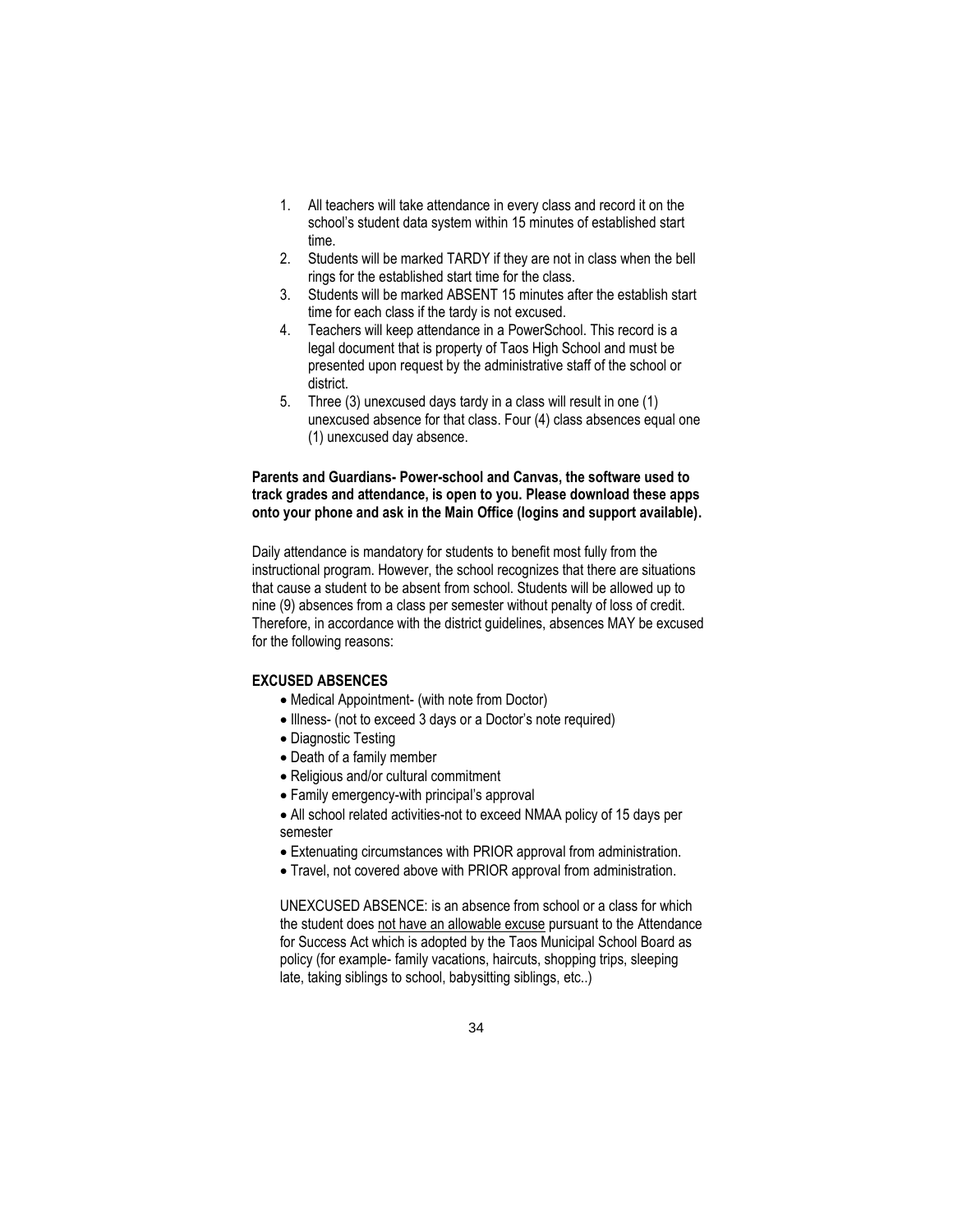1. All teachers will take attendance in every class and record it on the school's student data system within 15 minutes of established start time.
2. Students will be marked TARDY if they are not in class when the bell rings for the established start time for the class.
3. Students will be marked ABSENT 15 minutes after the establish start time for each class if the tardy is not excused.
4. Teachers will keep attendance in a PowerSchool. This record is a legal document that is property of Taos High School and must be presented upon request by the administrative staff of the school or district.
5. Three (3) unexcused days tardy in a class will result in one (1) unexcused absence for that class. Four (4) class absences equal one (1) unexcused day absence.

**Parents and Guardians- Power-school and Canvas, the software used to track grades and attendance, is open to you. Please download these apps onto your phone and ask in the Main Office (logins and support available).**

Daily attendance is mandatory for students to benefit most fully from the instructional program. However, the school recognizes that there are situations that cause a student to be absent from school. Students will be allowed up to nine (9) absences from a class per semester without penalty of loss of credit. Therefore, in accordance with the district guidelines, absences MAY be excused for the following reasons:

**EXCUSED ABSENCES**

- Medical Appointment- (with note from Doctor)
- Illness- (not to exceed 3 days or a Doctor's note required)
- Diagnostic Testing
- Death of a family member
- Religious and/or cultural commitment
- Family emergency-with principal's approval
- All school related activities-not to exceed NMAA policy of 15 days per semester
- Extenuating circumstances with PRIOR approval from administration.
- Travel, not covered above with PRIOR approval from administration.

UNEXCUSED ABSENCE: is an absence from school or a class for which the student does not have an allowable excuse pursuant to the Attendance for Success Act which is adopted by the Taos Municipal School Board as policy (for example- family vacations, haircuts, shopping trips, sleeping late, taking siblings to school, babysitting siblings, etc..)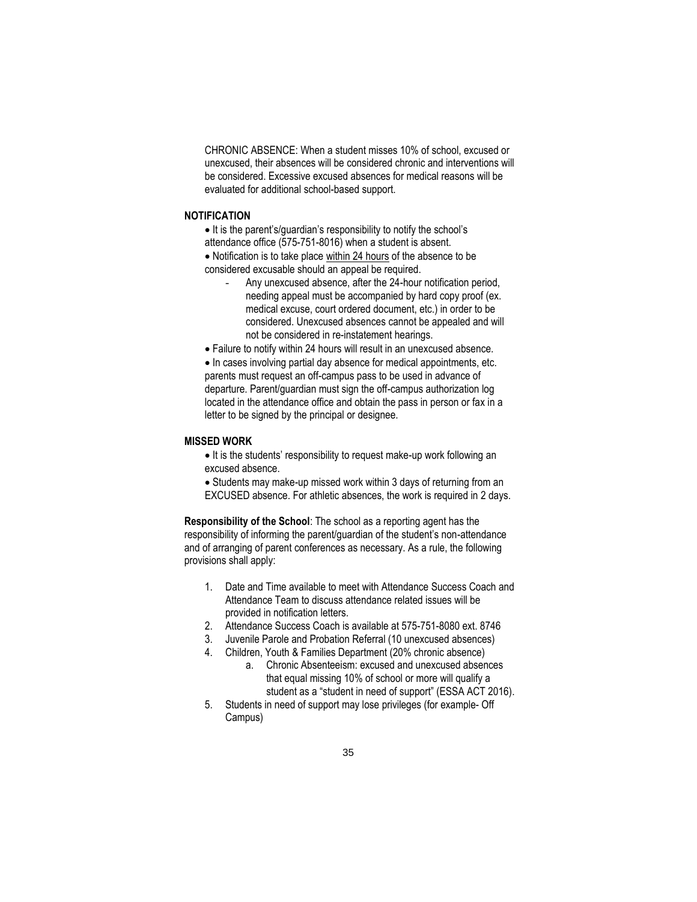CHRONIC ABSENCE: When a student misses 10% of school, excused or unexcused, their absences will be considered chronic and interventions will be considered. Excessive excused absences for medical reasons will be evaluated for additional school-based support.

**NOTIFICATION**

- It is the parent's/guardian's responsibility to notify the school's attendance office (575-751-8016) when a student is absent.
- Notification is to take place <u>within 24 hours</u> of the absence to be considered excusable should an appeal be required.
  - Any unexcused absence, after the 24-hour notification period, needing appeal must be accompanied by hard copy proof (ex. medical excuse, court ordered document, etc.) in order to be considered. Unexcused absences cannot be appealed and will not be considered in re-instatement hearings.
- Failure to notify within 24 hours will result in an unexcused absence.
- In cases involving partial day absence for medical appointments, etc. parents must request an off-campus pass to be used in advance of departure. Parent/guardian must sign the off-campus authorization log located in the attendance office and obtain the pass in person or fax in a letter to be signed by the principal or designee.

**MISSED WORK**

- It is the students' responsibility to request make-up work following an excused absence.
- Students may make-up missed work within 3 days of returning from an EXCUSED absence. For athletic absences, the work is required in 2 days.

**Responsibility of the School**: The school as a reporting agent has the responsibility of informing the parent/guardian of the student's non-attendance and of arranging of parent conferences as necessary. As a rule, the following provisions shall apply:

1. Date and Time available to meet with Attendance Success Coach and Attendance Team to discuss attendance related issues will be provided in notification letters.
2. Attendance Success Coach is available at 575-751-8080 ext. 8746
3. Juvenile Parole and Probation Referral (10 unexcused absences)
4. Children, Youth & Families Department (20% chronic absence)
   a. Chronic Absenteeism: excused and unexcused absences that equal missing 10% of school or more will qualify a student as a "student in need of support" (ESSA ACT 2016).
5. Students in need of support may lose privileges (for example- Off Campus)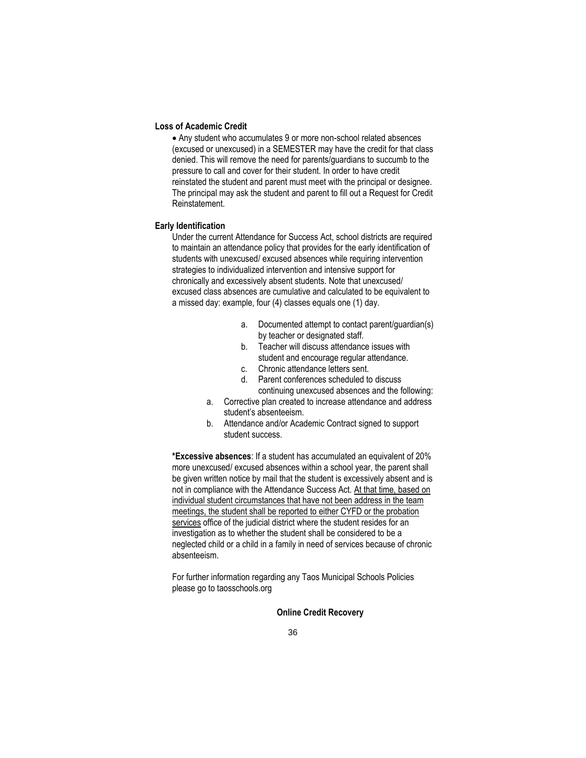**Loss of Academic Credit**

- Any student who accumulates 9 or more non-school related absences (excused or unexcused) in a SEMESTER may have the credit for that class denied. This will remove the need for parents/guardians to succumb to the pressure to call and cover for their student. In order to have credit reinstated the student and parent must meet with the principal or designee. The principal may ask the student and parent to fill out a Request for Credit Reinstatement.

**Early Identification**

Under the current Attendance for Success Act, school districts are required to maintain an attendance policy that provides for the early identification of students with unexcused/ excused absences while requiring intervention strategies to individualized intervention and intensive support for chronically and excessively absent students. Note that unexcused/ excused class absences are cumulative and calculated to be equivalent to a missed day: example, four (4) classes equals one (1) day.

a. Documented attempt to contact parent/guardian(s) by teacher or designated staff.
b. Teacher will discuss attendance issues with student and encourage regular attendance.
c. Chronic attendance letters sent.
d. Parent conferences scheduled to discuss continuing unexcused absences and the following:

a. Corrective plan created to increase attendance and address student's absenteeism.
b. Attendance and/or Academic Contract signed to support student success.

***Excessive absences**: If a student has accumulated an equivalent of 20% more unexcused/ excused absences within a school year, the parent shall be given written notice by mail that the student is excessively absent and is not in compliance with the Attendance Success Act. <u>At that time, based on individual student circumstances that have not been address in the team meetings, the student shall be reported to either CYFD or the probation services</u> office of the judicial district where the student resides for an investigation as to whether the student shall be considered to be a neglected child or a child in a family in need of services because of chronic absenteeism.

For further information regarding any Taos Municipal Schools Policies please go to taosschools.org

**Online Credit Recovery**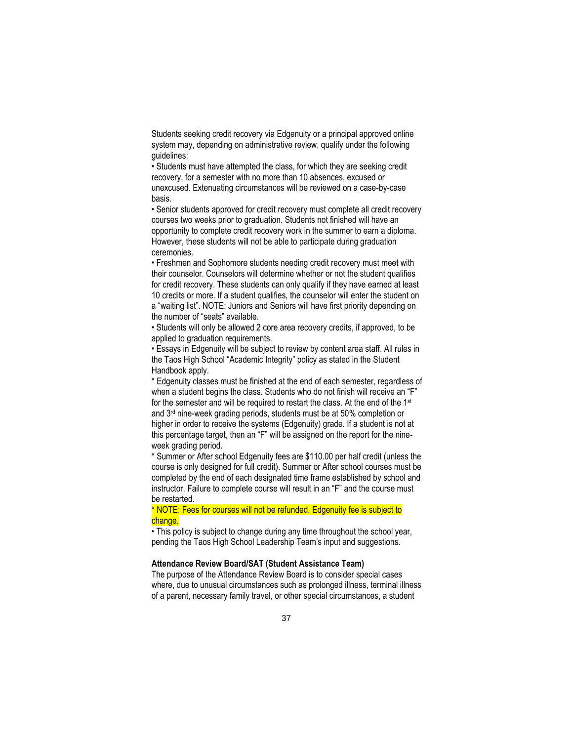Students seeking credit recovery via Edgenuity or a principal approved online system may, depending on administrative review, qualify under the following guidelines:

- Students must have attempted the class, for which they are seeking credit recovery, for a semester with no more than 10 absences, excused or unexcused. Extenuating circumstances will be reviewed on a case-by-case basis.
- Senior students approved for credit recovery must complete all credit recovery courses two weeks prior to graduation. Students not finished will have an opportunity to complete credit recovery work in the summer to earn a diploma. However, these students will not be able to participate during graduation ceremonies.
- Freshmen and Sophomore students needing credit recovery must meet with their counselor. Counselors will determine whether or not the student qualifies for credit recovery. These students can only qualify if they have earned at least 10 credits or more. If a student qualifies, the counselor will enter the student on a "waiting list". NOTE: Juniors and Seniors will have first priority depending on the number of "seats" available.
- Students will only be allowed 2 core area recovery credits, if approved, to be applied to graduation requirements.
- Essays in Edgenuity will be subject to review by content area staff. All rules in the Taos High School "Academic Integrity" policy as stated in the Student Handbook apply.

\* Edgenuity classes must be finished at the end of each semester, regardless of when a student begins the class. Students who do not finish will receive an "F" for the semester and will be required to restart the class. At the end of the 1st and 3rd nine-week grading periods, students must be at 50% completion or higher in order to receive the systems (Edgenuity) grade. If a student is not at this percentage target, then an "F" will be assigned on the report for the nine-week grading period.

\* Summer or After school Edgenuity fees are $110.00 per half credit (unless the course is only designed for full credit). Summer or After school courses must be completed by the end of each designated time frame established by school and instructor. Failure to complete course will result in an "F" and the course must be restarted.

\* NOTE: Fees for courses will not be refunded. Edgenuity fee is subject to change.

- This policy is subject to change during any time throughout the school year, pending the Taos High School Leadership Team's input and suggestions.

**Attendance Review Board/SAT (Student Assistance Team)**

The purpose of the Attendance Review Board is to consider special cases where, due to unusual circumstances such as prolonged illness, terminal illness of a parent, necessary family travel, or other special circumstances, a student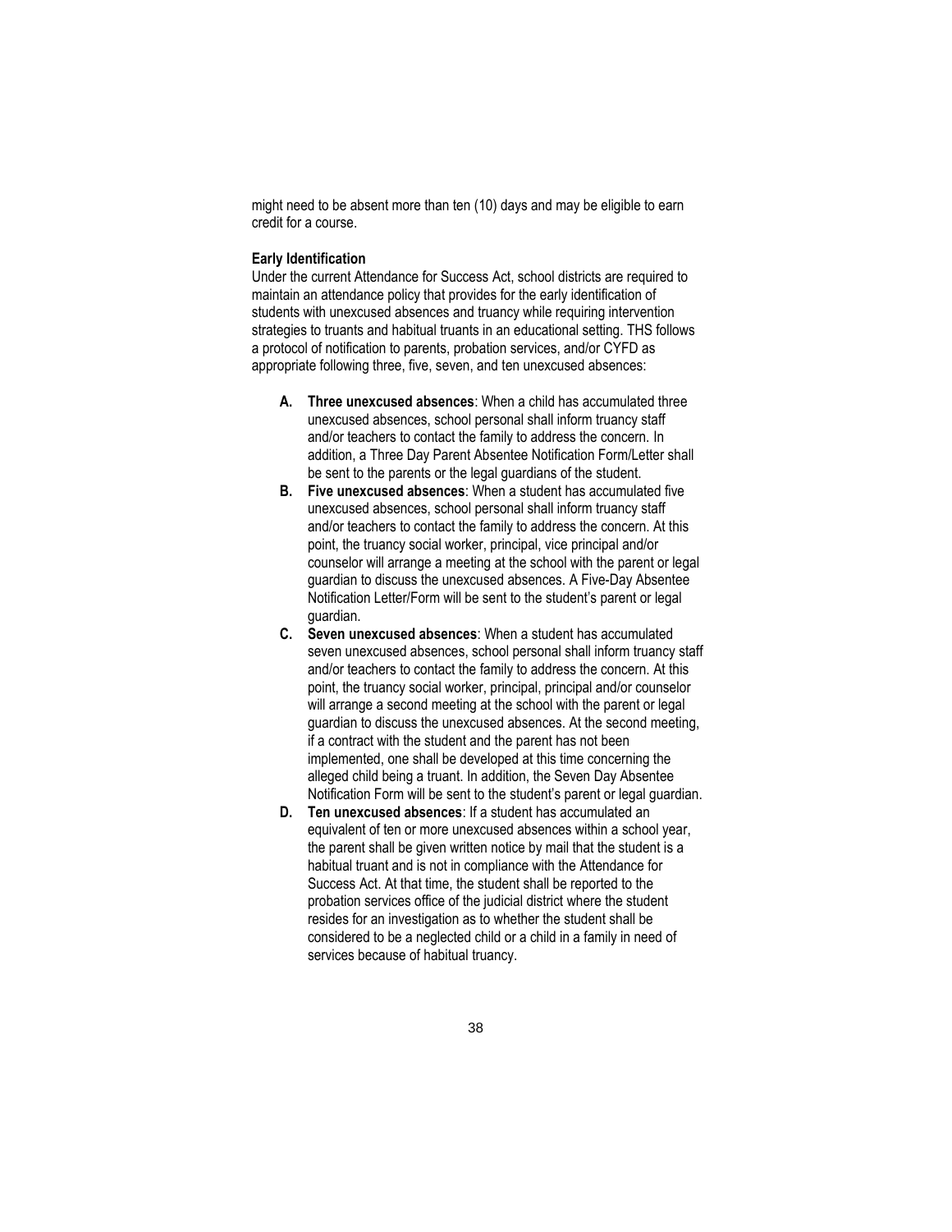might need to be absent more than ten (10) days and may be eligible to earn credit for a course.

**Early Identification**

Under the current Attendance for Success Act, school districts are required to maintain an attendance policy that provides for the early identification of students with unexcused absences and truancy while requiring intervention strategies to truants and habitual truants in an educational setting. THS follows a protocol of notification to parents, probation services, and/or CYFD as appropriate following three, five, seven, and ten unexcused absences:

**A. Three unexcused absences**: When a child has accumulated three unexcused absences, school personal shall inform truancy staff and/or teachers to contact the family to address the concern. In addition, a Three Day Parent Absentee Notification Form/Letter shall be sent to the parents or the legal guardians of the student.

**B. Five unexcused absences**: When a student has accumulated five unexcused absences, school personal shall inform truancy staff and/or teachers to contact the family to address the concern. At this point, the truancy social worker, principal, vice principal and/or counselor will arrange a meeting at the school with the parent or legal guardian to discuss the unexcused absences. A Five-Day Absentee Notification Letter/Form will be sent to the student's parent or legal guardian.

**C. Seven unexcused absences**: When a student has accumulated seven unexcused absences, school personal shall inform truancy staff and/or teachers to contact the family to address the concern. At this point, the truancy social worker, principal, principal and/or counselor will arrange a second meeting at the school with the parent or legal guardian to discuss the unexcused absences. At the second meeting, if a contract with the student and the parent has not been implemented, one shall be developed at this time concerning the alleged child being a truant. In addition, the Seven Day Absentee Notification Form will be sent to the student's parent or legal guardian.

**D. Ten unexcused absences**: If a student has accumulated an equivalent of ten or more unexcused absences within a school year, the parent shall be given written notice by mail that the student is a habitual truant and is not in compliance with the Attendance for Success Act. At that time, the student shall be reported to the probation services office of the judicial district where the student resides for an investigation as to whether the student shall be considered to be a neglected child or a child in a family in need of services because of habitual truancy.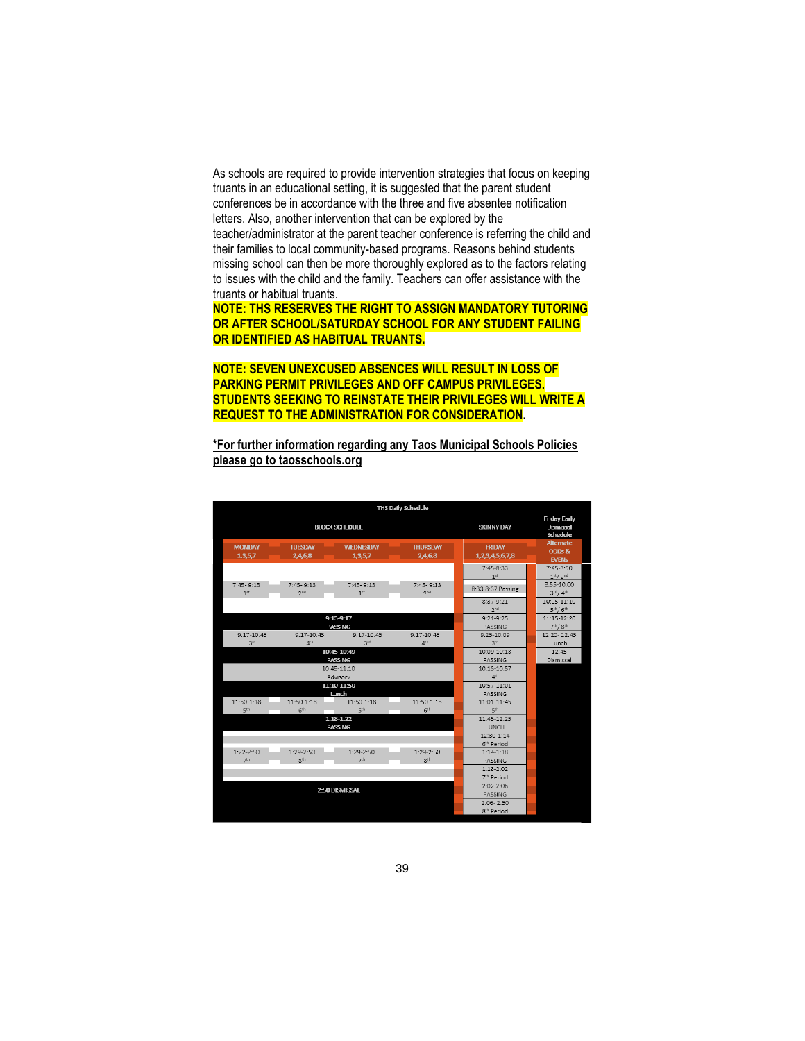As schools are required to provide intervention strategies that focus on keeping truants in an educational setting, it is suggested that the parent student conferences be in accordance with the three and five absentee notification letters. Also, another intervention that can be explored by the teacher/administrator at the parent teacher conference is referring the child and their families to local community-based programs. Reasons behind students missing school can then be more thoroughly explored as to the factors relating to issues with the child and the family. Teachers can offer assistance with the truants or habitual truants.

**NOTE: THS RESERVES THE RIGHT TO ASSIGN MANDATORY TUTORING OR AFTER SCHOOL/SATURDAY SCHOOL FOR ANY STUDENT FAILING OR IDENTIFIED AS HABITUAL TRUANTS.**

**NOTE: SEVEN UNEXCUSED ABSENCES WILL RESULT IN LOSS OF PARKING PERMIT PRIVILEGES AND OFF CAMPUS PRIVILEGES. STUDENTS SEEKING TO REINSTATE THEIR PRIVILEGES WILL WRITE A REQUEST TO THE ADMINISTRATION FOR CONSIDERATION.**

**\*For further information regarding any Taos Municipal Schools Policies please go to taosschools.org**

THS Daily Schedule

| BLOCK SCHEDULE | | | | SKINNY DAY | Friday Early Dismissal Schedule |
|---|---|---|---|---|---|
| MONDAY 1,3,5,7 | TUESDAY 2,4,6,8 | WEDNESDAY 1,3,5,7 | THURSDAY 2,4,6,8 | FRIDAY 1,2,3,4,5,6,7,8 | Alternate ODDs & EVENs |
| 7:45-9:13 1st | 7:45-9:13 2nd | 7:45-9:13 1st | 7:45-9:13 2nd | 7:45-8:33 1st | 7:45-8:50 1st/2nd |
| | | | | 8:33-8:37 Passing | 8:55-10:00 3rd/4th |
| | | | | 8:37-9:21 2nd | 10:05-11:10 5th/6th |
| 9:13-9:17 PASSING | | | | 9:21-9:25 PASSING | 11:15-12:20 7th/8th |
| 9:17-10:45 3rd | 9:17-10:45 4th | 9:17-10:45 3rd | 9:17-10:45 4th | 9:25-10:09 3rd | 12:20-12:45 Lunch |
| 10:45-10:49 PASSING | | | | 10:09-10:13 PASSING | 12:45 Dismissal |
| 10:49-11:10 Advisory | | | | 10:13-10:57 4th | |
| 11:10-11:50 Lunch | | | | 10:57-11:01 PASSING | |
| 11:50-1:18 5th | 11:50-1:18 6th | 11:50-1:18 5th | 11:50-1:18 6th | 11:01-11:45 5th | |
| 1:18-1:22 PASSING | | | | 11:45-12:25 LUNCH | |
| | | | | 12:30-1:14 6th Period | |
| 1:22-2:50 7th | 1:29-2:50 8th | 1:29-2:50 7th | 1:29-2:50 8th | 1:14-1:18 PASSING | |
| | | | | 1:18-2:02 7th Period | |
| 2:50 DISMISSAL | | | | 2:02-2:06 PASSING | |
| | | | | 2:06-2:50 8th Period | |